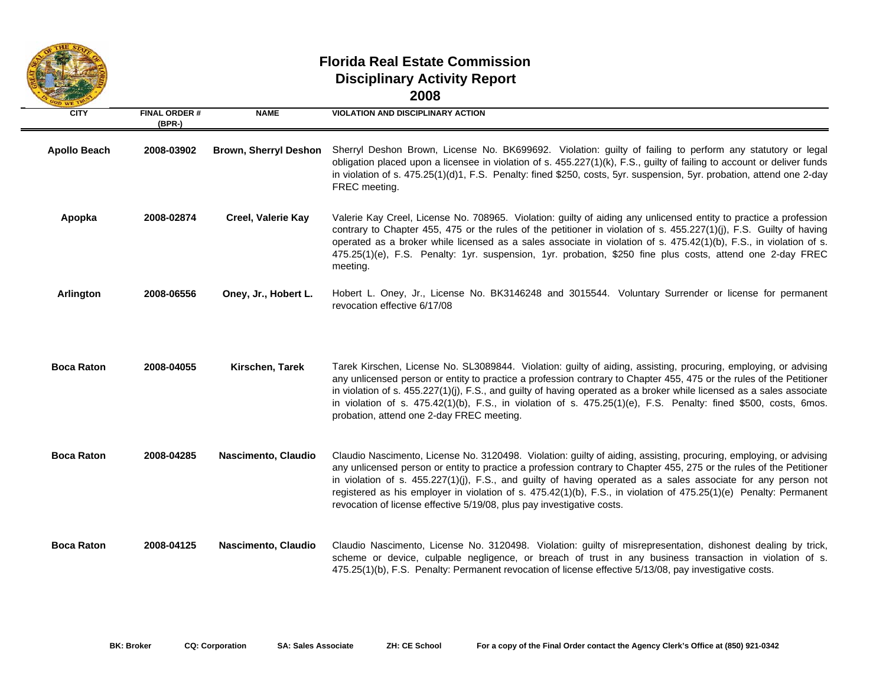# Florida Real Estate Commission

## Disciplinary Activity Report

### 2008

| CITY | FINAL ORDER # (BPR-) | NAME | VIOLATION AND DISCIPLINARY ACTION |
|---|---|---|---|
| **Apollo Beach** | **2008-03902** | **Brown, Sherryl Deshon** | Sherryl Deshon Brown, License No. BK699692. Violation: guilty of failing to perform any statutory or legal obligation placed upon a licensee in violation of s. 455.227(1)(k), F.S., guilty of failing to account or deliver funds in violation of s. 475.25(1)(d)1, F.S. Penalty: fined $250, costs, 5yr. suspension, 5yr. probation, attend one 2-day FREC meeting. |
| **Apopka** | **2008-02874** | **Creel, Valerie Kay** | Valerie Kay Creel, License No. 708965. Violation: guilty of aiding any unlicensed entity to practice a profession contrary to Chapter 455, 475 or the rules of the petitioner in violation of s. 455.227(1)(j), F.S. Guilty of having operated as a broker while licensed as a sales associate in violation of s. 475.42(1)(b), F.S., in violation of s. 475.25(1)(e), F.S. Penalty: 1yr. suspension, 1yr. probation, $250 fine plus costs, attend one 2-day FREC meeting. |
| **Arlington** | **2008-06556** | **Oney, Jr., Hobert L.** | Hobert L. Oney, Jr., License No. BK3146248 and 3015544. Voluntary Surrender or license for permanent revocation effective 6/17/08 |
| **Boca Raton** | **2008-04055** | **Kirschen, Tarek** | Tarek Kirschen, License No. SL3089844. Violation: guilty of aiding, assisting, procuring, employing, or advising any unlicensed person or entity to practice a profession contrary to Chapter 455, 475 or the rules of the Petitioner in violation of s. 455.227(1)(j), F.S., and guilty of having operated as a broker while licensed as a sales associate in violation of s. 475.42(1)(b), F.S., in violation of s. 475.25(1)(e), F.S. Penalty: fined $500, costs, 6mos. probation, attend one 2-day FREC meeting. |
| **Boca Raton** | **2008-04285** | **Nascimento, Claudio** | Claudio Nascimento, License No. 3120498. Violation: guilty of aiding, assisting, procuring, employing, or advising any unlicensed person or entity to practice a profession contrary to Chapter 455, 275 or the rules of the Petitioner in violation of s. 455.227(1)(j), F.S., and guilty of having operated as a sales associate for any person not registered as his employer in violation of s. 475.42(1)(b), F.S., in violation of 475.25(1)(e) Penalty: Permanent revocation of license effective 5/19/08, plus pay investigative costs. |
| **Boca Raton** | **2008-04125** | **Nascimento, Claudio** | Claudio Nascimento, License No. 3120498. Violation: guilty of misrepresentation, dishonest dealing by trick, scheme or device, culpable negligence, or breach of trust in any business transaction in violation of s. 475.25(1)(b), F.S. Penalty: Permanent revocation of license effective 5/13/08, pay investigative costs. |

**BK: Broker** **CQ: Corporation** **SA: Sales Associate** **ZH: CE School** **For a copy of the Final Order contact the Agency Clerk's Office at (850) 921-0342**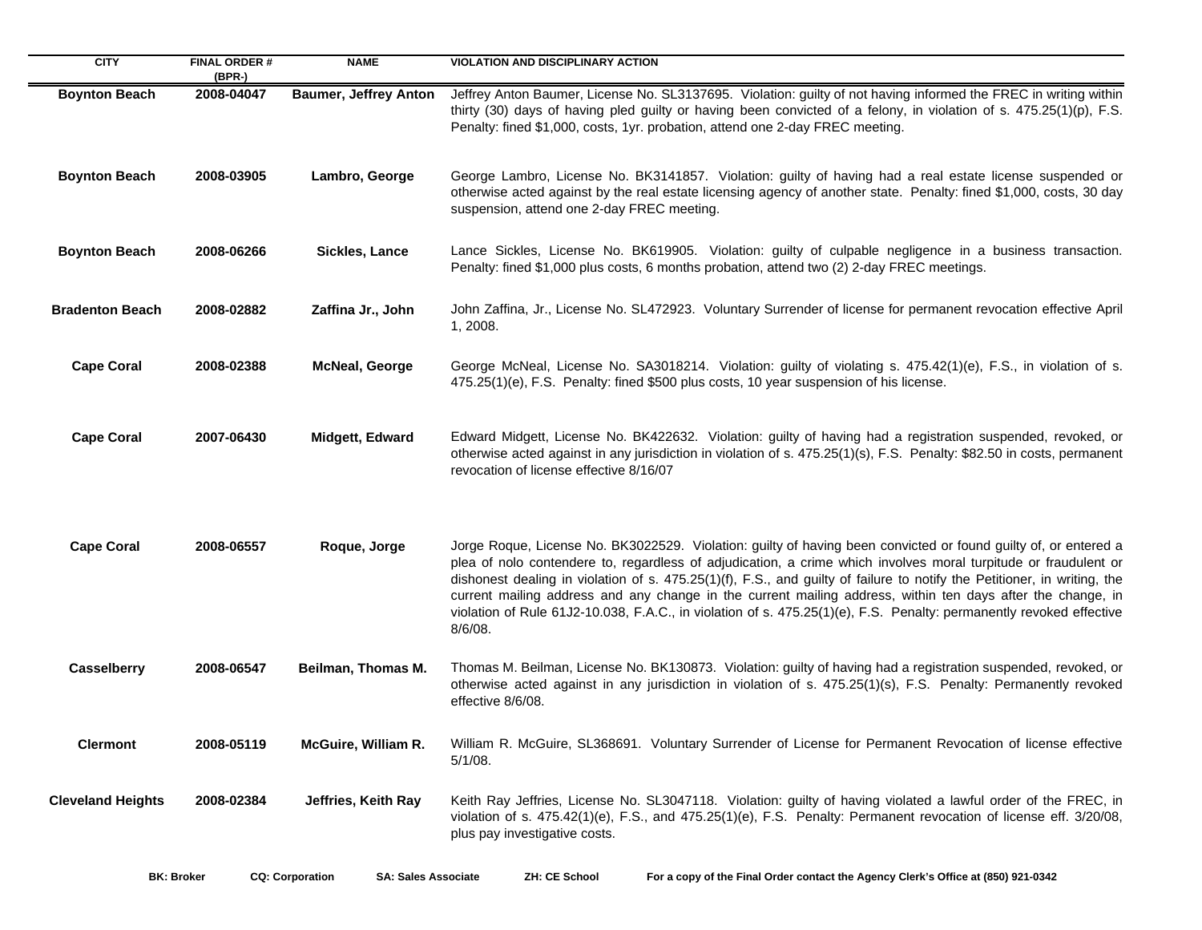| CITY | FINAL ORDER # (BPR-) | NAME | VIOLATION AND DISCIPLINARY ACTION |
|---|---|---|---|
| Boynton Beach | 2008-04047 | Baumer, Jeffrey Anton | Jeffrey Anton Baumer, License No. SL3137695. Violation: guilty of not having informed the FREC in writing within thirty (30) days of having pled guilty or having been convicted of a felony, in violation of s. 475.25(1)(p), F.S. Penalty: fined $1,000, costs, 1yr. probation, attend one 2-day FREC meeting. |
| Boynton Beach | 2008-03905 | Lambro, George | George Lambro, License No. BK3141857. Violation: guilty of having had a real estate license suspended or otherwise acted against by the real estate licensing agency of another state. Penalty: fined $1,000, costs, 30 day suspension, attend one 2-day FREC meeting. |
| Boynton Beach | 2008-06266 | Sickles, Lance | Lance Sickles, License No. BK619905. Violation: guilty of culpable negligence in a business transaction. Penalty: fined $1,000 plus costs, 6 months probation, attend two (2) 2-day FREC meetings. |
| Bradenton Beach | 2008-02882 | Zaffina Jr., John | John Zaffina, Jr., License No. SL472923. Voluntary Surrender of license for permanent revocation effective April 1, 2008. |
| Cape Coral | 2008-02388 | McNeal, George | George McNeal, License No. SA3018214. Violation: guilty of violating s. 475.42(1)(e), F.S., in violation of s. 475.25(1)(e), F.S. Penalty: fined $500 plus costs, 10 year suspension of his license. |
| Cape Coral | 2007-06430 | Midgett, Edward | Edward Midgett, License No. BK422632. Violation: guilty of having had a registration suspended, revoked, or otherwise acted against in any jurisdiction in violation of s. 475.25(1)(s), F.S. Penalty: $82.50 in costs, permanent revocation of license effective 8/16/07 |
| Cape Coral | 2008-06557 | Roque, Jorge | Jorge Roque, License No. BK3022529. Violation: guilty of having been convicted or found guilty of, or entered a plea of nolo contendere to, regardless of adjudication, a crime which involves moral turpitude or fraudulent or dishonest dealing in violation of s. 475.25(1)(f), F.S., and guilty of failure to notify the Petitioner, in writing, the current mailing address and any change in the current mailing address, within ten days after the change, in violation of Rule 61J2-10.038, F.A.C., in violation of s. 475.25(1)(e), F.S. Penalty: permanently revoked effective 8/6/08. |
| Casselberry | 2008-06547 | Beilman, Thomas M. | Thomas M. Beilman, License No. BK130873. Violation: guilty of having had a registration suspended, revoked, or otherwise acted against in any jurisdiction in violation of s. 475.25(1)(s), F.S. Penalty: Permanently revoked effective 8/6/08. |
| Clermont | 2008-05119 | McGuire, William R. | William R. McGuire, SL368691. Voluntary Surrender of License for Permanent Revocation of license effective 5/1/08. |
| Cleveland Heights | 2008-02384 | Jeffries, Keith Ray | Keith Ray Jeffries, License No. SL3047118. Violation: guilty of having violated a lawful order of the FREC, in violation of s. 475.42(1)(e), F.S., and 475.25(1)(e), F.S. Penalty: Permanent revocation of license eff. 3/20/08, plus pay investigative costs. |

**BK:** Broker  **CQ:** Corporation  **SA:** Sales Associate  **ZH:** CE School  **For a copy of the Final Order contact the Agency Clerk's Office at (850) 921-0342**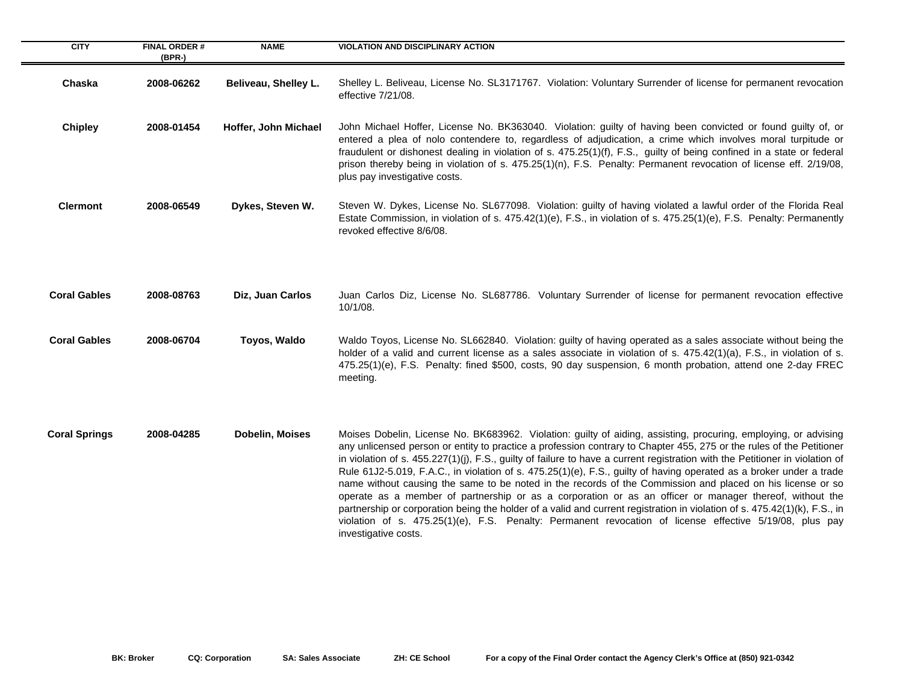| CITY | FINAL ORDER # (BPR-) | NAME | VIOLATION AND DISCIPLINARY ACTION |
| --- | --- | --- | --- |
| **Chaska** | **2008-06262** | **Beliveau, Shelley L.** | Shelley L. Beliveau, License No. SL3171767. Violation: Voluntary Surrender of license for permanent revocation effective 7/21/08. |
| **Chipley** | **2008-01454** | **Hoffer, John Michael** | John Michael Hoffer, License No. BK363040. Violation: guilty of having been convicted or found guilty of, or entered a plea of nolo contendere to, regardless of adjudication, a crime which involves moral turpitude or fraudulent or dishonest dealing in violation of s. 475.25(1)(f), F.S., guilty of being confined in a state or federal prison thereby being in violation of s. 475.25(1)(n), F.S. Penalty: Permanent revocation of license eff. 2/19/08, plus pay investigative costs. |
| **Clermont** | **2008-06549** | **Dykes, Steven W.** | Steven W. Dykes, License No. SL677098. Violation: guilty of having violated a lawful order of the Florida Real Estate Commission, in violation of s. 475.42(1)(e), F.S., in violation of s. 475.25(1)(e), F.S. Penalty: Permanently revoked effective 8/6/08. |
| **Coral Gables** | **2008-08763** | **Diz, Juan Carlos** | Juan Carlos Diz, License No. SL687786. Voluntary Surrender of license for permanent revocation effective 10/1/08. |
| **Coral Gables** | **2008-06704** | **Toyos, Waldo** | Waldo Toyos, License No. SL662840. Violation: guilty of having operated as a sales associate without being the holder of a valid and current license as a sales associate in violation of s. 475.42(1)(a), F.S., in violation of s. 475.25(1)(e), F.S. Penalty: fined $500, costs, 90 day suspension, 6 month probation, attend one 2-day FREC meeting. |
| **Coral Springs** | **2008-04285** | **Dobelin, Moises** | Moises Dobelin, License No. BK683962. Violation: guilty of aiding, assisting, procuring, employing, or advising any unlicensed person or entity to practice a profession contrary to Chapter 455, 275 or the rules of the Petitioner in violation of s. 455.227(1)(j), F.S., guilty of failure to have a current registration with the Petitioner in violation of Rule 61J2-5.019, F.A.C., in violation of s. 475.25(1)(e), F.S., guilty of having operated as a broker under a trade name without causing the same to be noted in the records of the Commission and placed on his license or so operate as a member of partnership or as a corporation or as an officer or manager thereof, without the partnership or corporation being the holder of a valid and current registration in violation of s. 475.42(1)(k), F.S., in violation of s. 475.25(1)(e), F.S. Penalty: Permanent revocation of license effective 5/19/08, plus pay investigative costs. |

**BK: Broker** **CQ: Corporation** **SA: Sales Associate** **ZH: CE School** **For a copy of the Final Order contact the Agency Clerk's Office at (850) 921-0342**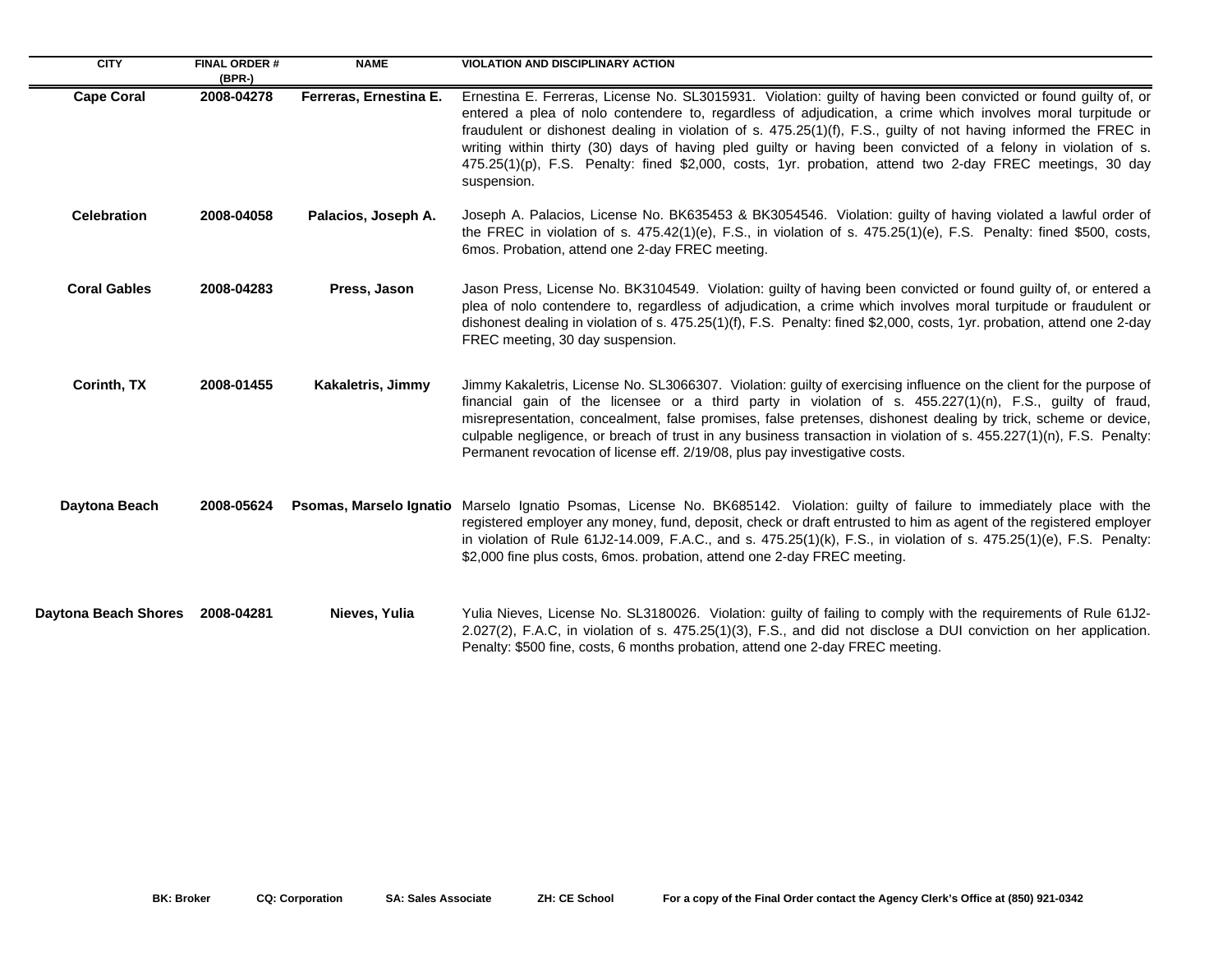| CITY | FINAL ORDER # (BPR-) | NAME | VIOLATION AND DISCIPLINARY ACTION |
|---|---|---|---|
| **Cape Coral** | **2008-04278** | **Ferreras, Ernestina E.** | Ernestina E. Ferreras, License No. SL3015931. Violation: guilty of having been convicted or found guilty of, or entered a plea of nolo contendere to, regardless of adjudication, a crime which involves moral turpitude or fraudulent or dishonest dealing in violation of s. 475.25(1)(f), F.S., guilty of not having informed the FREC in writing within thirty (30) days of having pled guilty or having been convicted of a felony in violation of s. 475.25(1)(p), F.S. Penalty: fined $2,000, costs, 1yr. probation, attend two 2-day FREC meetings, 30 day suspension. |
| **Celebration** | **2008-04058** | **Palacios, Joseph A.** | Joseph A. Palacios, License No. BK635453 & BK3054546. Violation: guilty of having violated a lawful order of the FREC in violation of s. 475.42(1)(e), F.S., in violation of s. 475.25(1)(e), F.S. Penalty: fined $500, costs, 6mos. Probation, attend one 2-day FREC meeting. |
| **Coral Gables** | **2008-04283** | **Press, Jason** | Jason Press, License No. BK3104549. Violation: guilty of having been convicted or found guilty of, or entered a plea of nolo contendere to, regardless of adjudication, a crime which involves moral turpitude or fraudulent or dishonest dealing in violation of s. 475.25(1)(f), F.S. Penalty: fined $2,000, costs, 1yr. probation, attend one 2-day FREC meeting, 30 day suspension. |
| **Corinth, TX** | **2008-01455** | **Kakaletris, Jimmy** | Jimmy Kakaletris, License No. SL3066307. Violation: guilty of exercising influence on the client for the purpose of financial gain of the licensee or a third party in violation of s. 455.227(1)(n), F.S., guilty of fraud, misrepresentation, concealment, false promises, false pretenses, dishonest dealing by trick, scheme or device, culpable negligence, or breach of trust in any business transaction in violation of s. 455.227(1)(n), F.S. Penalty: Permanent revocation of license eff. 2/19/08, plus pay investigative costs. |
| **Daytona Beach** | **2008-05624** | **Psomas, Marselo Ignatio** | Marselo Ignatio Psomas, License No. BK685142. Violation: guilty of failure to immediately place with the registered employer any money, fund, deposit, check or draft entrusted to him as agent of the registered employer in violation of Rule 61J2-14.009, F.A.C., and s. 475.25(1)(k), F.S., in violation of s. 475.25(1)(e), F.S. Penalty: $2,000 fine plus costs, 6mos. probation, attend one 2-day FREC meeting. |
| **Daytona Beach Shores** | **2008-04281** | **Nieves, Yulia** | Yulia Nieves, License No. SL3180026. Violation: guilty of failing to comply with the requirements of Rule 61J2-2.027(2), F.A.C, in violation of s. 475.25(1)(3), F.S., and did not disclose a DUI conviction on her application. Penalty: $500 fine, costs, 6 months probation, attend one 2-day FREC meeting. |

**BK: Broker** **CQ: Corporation** **SA: Sales Associate** **ZH: CE School** **For a copy of the Final Order contact the Agency Clerk's Office at (850) 921-0342**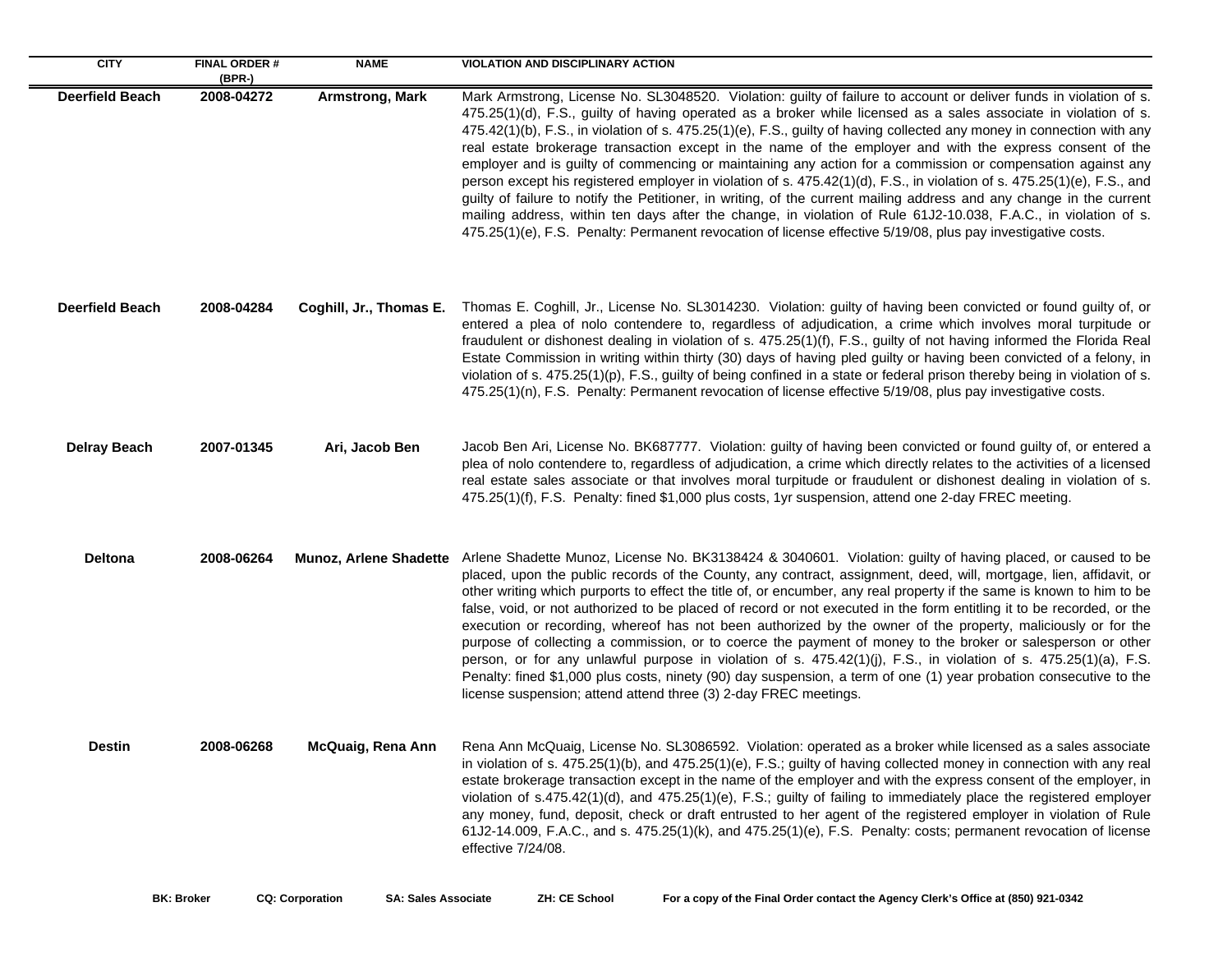| CITY | FINAL ORDER # (BPR-) | NAME | VIOLATION AND DISCIPLINARY ACTION |
|---|---|---|---|
| **Deerfield Beach** | **2008-04272** | **Armstrong, Mark** | Mark Armstrong, License No. SL3048520. Violation: guilty of failure to account or deliver funds in violation of s. 475.25(1)(d), F.S., guilty of having operated as a broker while licensed as a sales associate in violation of s. 475.42(1)(b), F.S., in violation of s. 475.25(1)(e), F.S., guilty of having collected any money in connection with any real estate brokerage transaction except in the name of the employer and with the express consent of the employer and is guilty of commencing or maintaining any action for a commission or compensation against any person except his registered employer in violation of s. 475.42(1)(d), F.S., in violation of s. 475.25(1)(e), F.S., and guilty of failure to notify the Petitioner, in writing, of the current mailing address and any change in the current mailing address, within ten days after the change, in violation of Rule 61J2-10.038, F.A.C., in violation of s. 475.25(1)(e), F.S. Penalty: Permanent revocation of license effective 5/19/08, plus pay investigative costs. |
| **Deerfield Beach** | **2008-04284** | **Coghill, Jr., Thomas E.** | Thomas E. Coghill, Jr., License No. SL3014230. Violation: guilty of having been convicted or found guilty of, or entered a plea of nolo contendere to, regardless of adjudication, a crime which involves moral turpitude or fraudulent or dishonest dealing in violation of s. 475.25(1)(f), F.S., guilty of not having informed the Florida Real Estate Commission in writing within thirty (30) days of having pled guilty or having been convicted of a felony, in violation of s. 475.25(1)(p), F.S., guilty of being confined in a state or federal prison thereby being in violation of s. 475.25(1)(n), F.S. Penalty: Permanent revocation of license effective 5/19/08, plus pay investigative costs. |
| **Delray Beach** | **2007-01345** | **Ari, Jacob Ben** | Jacob Ben Ari, License No. BK687777. Violation: guilty of having been convicted or found guilty of, or entered a plea of nolo contendere to, regardless of adjudication, a crime which directly relates to the activities of a licensed real estate sales associate or that involves moral turpitude or fraudulent or dishonest dealing in violation of s. 475.25(1)(f), F.S. Penalty: fined $1,000 plus costs, 1yr suspension, attend one 2-day FREC meeting. |
| **Deltona** | **2008-06264** | **Munoz, Arlene Shadette** | Arlene Shadette Munoz, License No. BK3138424 & 3040601. Violation: guilty of having placed, or caused to be placed, upon the public records of the County, any contract, assignment, deed, will, mortgage, lien, affidavit, or other writing which purports to effect the title of, or encumber, any real property if the same is known to him to be false, void, or not authorized to be placed of record or not executed in the form entitling it to be recorded, or the execution or recording, whereof has not been authorized by the owner of the property, maliciously or for the purpose of collecting a commission, or to coerce the payment of money to the broker or salesperson or other person, or for any unlawful purpose in violation of s. 475.42(1)(j), F.S., in violation of s. 475.25(1)(a), F.S. Penalty: fined $1,000 plus costs, ninety (90) day suspension, a term of one (1) year probation consecutive to the license suspension; attend attend three (3) 2-day FREC meetings. |
| **Destin** | **2008-06268** | **McQuaig, Rena Ann** | Rena Ann McQuaig, License No. SL3086592. Violation: operated as a broker while licensed as a sales associate in violation of s. 475.25(1)(b), and 475.25(1)(e), F.S.; guilty of having collected money in connection with any real estate brokerage transaction except in the name of the employer and with the express consent of the employer, in violation of s.475.42(1)(d), and 475.25(1)(e), F.S.; guilty of failing to immediately place the registered employer any money, fund, deposit, check or draft entrusted to her agent of the registered employer in violation of Rule 61J2-14.009, F.A.C., and s. 475.25(1)(k), and 475.25(1)(e), F.S. Penalty: costs; permanent revocation of license effective 7/24/08. |

**BK: Broker** **CQ: Corporation** **SA: Sales Associate** **ZH: CE School** **For a copy of the Final Order contact the Agency Clerk's Office at (850) 921-0342**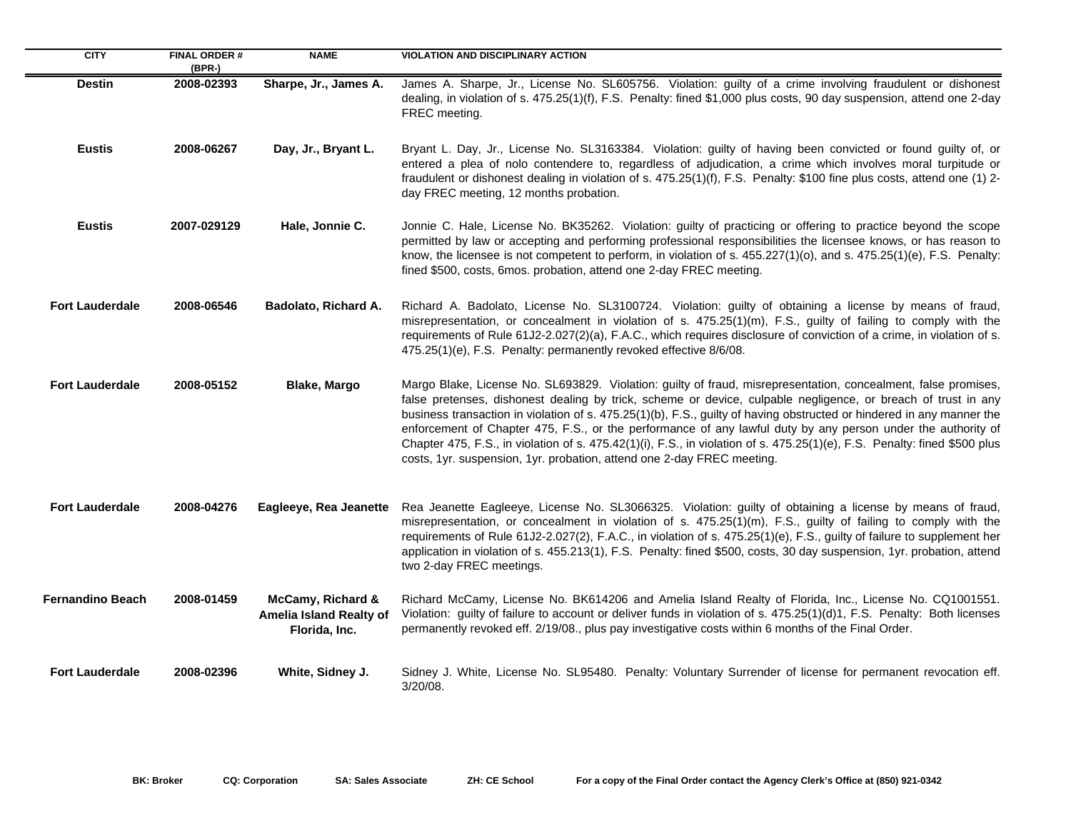| CITY | FINAL ORDER # (BPR-) | NAME | VIOLATION AND DISCIPLINARY ACTION |
|---|---|---|---|
| **Destin** | **2008-02393** | **Sharpe, Jr., James A.** | James A. Sharpe, Jr., License No. SL605756. Violation: guilty of a crime involving fraudulent or dishonest dealing, in violation of s. 475.25(1)(f), F.S. Penalty: fined $1,000 plus costs, 90 day suspension, attend one 2-day FREC meeting. |
| **Eustis** | **2008-06267** | **Day, Jr., Bryant L.** | Bryant L. Day, Jr., License No. SL3163384. Violation: guilty of having been convicted or found guilty of, or entered a plea of nolo contendere to, regardless of adjudication, a crime which involves moral turpitude or fraudulent or dishonest dealing in violation of s. 475.25(1)(f), F.S. Penalty: $100 fine plus costs, attend one (1) 2-day FREC meeting, 12 months probation. |
| **Eustis** | **2007-029129** | **Hale, Jonnie C.** | Jonnie C. Hale, License No. BK35262. Violation: guilty of practicing or offering to practice beyond the scope permitted by law or accepting and performing professional responsibilities the licensee knows, or has reason to know, the licensee is not competent to perform, in violation of s. 455.227(1)(o), and s. 475.25(1)(e), F.S. Penalty: fined $500, costs, 6mos. probation, attend one 2-day FREC meeting. |
| **Fort Lauderdale** | **2008-06546** | **Badolato, Richard A.** | Richard A. Badolato, License No. SL3100724. Violation: guilty of obtaining a license by means of fraud, misrepresentation, or concealment in violation of s. 475.25(1)(m), F.S., guilty of failing to comply with the requirements of Rule 61J2-2.027(2)(a), F.A.C., which requires disclosure of conviction of a crime, in violation of s. 475.25(1)(e), F.S. Penalty: permanently revoked effective 8/6/08. |
| **Fort Lauderdale** | **2008-05152** | **Blake, Margo** | Margo Blake, License No. SL693829. Violation: guilty of fraud, misrepresentation, concealment, false promises, false pretenses, dishonest dealing by trick, scheme or device, culpable negligence, or breach of trust in any business transaction in violation of s. 475.25(1)(b), F.S., guilty of having obstructed or hindered in any manner the enforcement of Chapter 475, F.S., or the performance of any lawful duty by any person under the authority of Chapter 475, F.S., in violation of s. 475.42(1)(i), F.S., in violation of s. 475.25(1)(e), F.S. Penalty: fined $500 plus costs, 1yr. suspension, 1yr. probation, attend one 2-day FREC meeting. |
| **Fort Lauderdale** | **2008-04276** | **Eagleeye, Rea Jeanette** | Rea Jeanette Eagleeye, License No. SL3066325. Violation: guilty of obtaining a license by means of fraud, misrepresentation, or concealment in violation of s. 475.25(1)(m), F.S., guilty of failing to comply with the requirements of Rule 61J2-2.027(2), F.A.C., in violation of s. 475.25(1)(e), F.S., guilty of failure to supplement her application in violation of s. 455.213(1), F.S. Penalty: fined $500, costs, 30 day suspension, 1yr. probation, attend two 2-day FREC meetings. |
| **Fernandino Beach** | **2008-01459** | **McCamy, Richard & Amelia Island Realty of Florida, Inc.** | Richard McCamy, License No. BK614206 and Amelia Island Realty of Florida, Inc., License No. CQ1001551. Violation: guilty of failure to account or deliver funds in violation of s. 475.25(1)(d)1, F.S. Penalty: Both licenses permanently revoked eff. 2/19/08., plus pay investigative costs within 6 months of the Final Order. |
| **Fort Lauderdale** | **2008-02396** | **White, Sidney J.** | Sidney J. White, License No. SL95480. Penalty: Voluntary Surrender of license for permanent revocation eff. 3/20/08. |

**BK: Broker** **CQ: Corporation** **SA: Sales Associate** **ZH: CE School** **For a copy of the Final Order contact the Agency Clerk's Office at (850) 921-0342**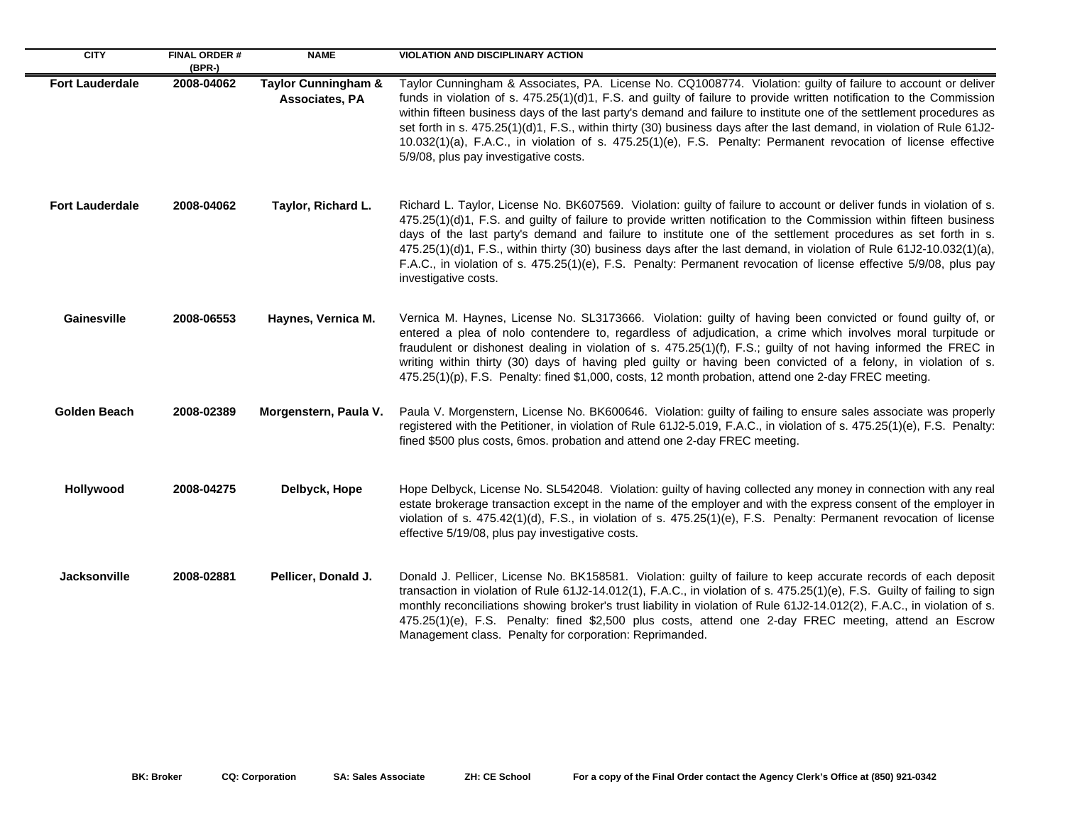| CITY | FINAL ORDER # (BPR-) | NAME | VIOLATION AND DISCIPLINARY ACTION |
| --- | --- | --- | --- |
| **Fort Lauderdale** | **2008-04062** | **Taylor Cunningham & Associates, PA** | Taylor Cunningham & Associates, PA. License No. CQ1008774. Violation: guilty of failure to account or deliver funds in violation of s. 475.25(1)(d)1, F.S. and guilty of failure to provide written notification to the Commission within fifteen business days of the last party's demand and failure to institute one of the settlement procedures as set forth in s. 475.25(1)(d)1, F.S., within thirty (30) business days after the last demand, in violation of Rule 61J2-10.032(1)(a), F.A.C., in violation of s. 475.25(1)(e), F.S. Penalty: Permanent revocation of license effective 5/9/08, plus pay investigative costs. |
| **Fort Lauderdale** | **2008-04062** | **Taylor, Richard L.** | Richard L. Taylor, License No. BK607569. Violation: guilty of failure to account or deliver funds in violation of s. 475.25(1)(d)1, F.S. and guilty of failure to provide written notification to the Commission within fifteen business days of the last party's demand and failure to institute one of the settlement procedures as set forth in s. 475.25(1)(d)1, F.S., within thirty (30) business days after the last demand, in violation of Rule 61J2-10.032(1)(a), F.A.C., in violation of s. 475.25(1)(e), F.S. Penalty: Permanent revocation of license effective 5/9/08, plus pay investigative costs. |
| **Gainesville** | **2008-06553** | **Haynes, Vernica M.** | Vernica M. Haynes, License No. SL3173666. Violation: guilty of having been convicted or found guilty of, or entered a plea of nolo contendere to, regardless of adjudication, a crime which involves moral turpitude or fraudulent or dishonest dealing in violation of s. 475.25(1)(f), F.S.; guilty of not having informed the FREC in writing within thirty (30) days of having pled guilty or having been convicted of a felony, in violation of s. 475.25(1)(p), F.S. Penalty: fined $1,000, costs, 12 month probation, attend one 2-day FREC meeting. |
| **Golden Beach** | **2008-02389** | **Morgenstern, Paula V.** | Paula V. Morgenstern, License No. BK600646. Violation: guilty of failing to ensure sales associate was properly registered with the Petitioner, in violation of Rule 61J2-5.019, F.A.C., in violation of s. 475.25(1)(e), F.S. Penalty: fined $500 plus costs, 6mos. probation and attend one 2-day FREC meeting. |
| **Hollywood** | **2008-04275** | **Delbyck, Hope** | Hope Delbyck, License No. SL542048. Violation: guilty of having collected any money in connection with any real estate brokerage transaction except in the name of the employer and with the express consent of the employer in violation of s. 475.42(1)(d), F.S., in violation of s. 475.25(1)(e), F.S. Penalty: Permanent revocation of license effective 5/19/08, plus pay investigative costs. |
| **Jacksonville** | **2008-02881** | **Pellicer, Donald J.** | Donald J. Pellicer, License No. BK158581. Violation: guilty of failure to keep accurate records of each deposit transaction in violation of Rule 61J2-14.012(1), F.A.C., in violation of s. 475.25(1)(e), F.S. Guilty of failing to sign monthly reconciliations showing broker's trust liability in violation of Rule 61J2-14.012(2), F.A.C., in violation of s. 475.25(1)(e), F.S. Penalty: fined $2,500 plus costs, attend one 2-day FREC meeting, attend an Escrow Management class. Penalty for corporation: Reprimanded. |

**BK: Broker** **CQ: Corporation** **SA: Sales Associate** **ZH: CE School** **For a copy of the Final Order contact the Agency Clerk's Office at (850) 921-0342**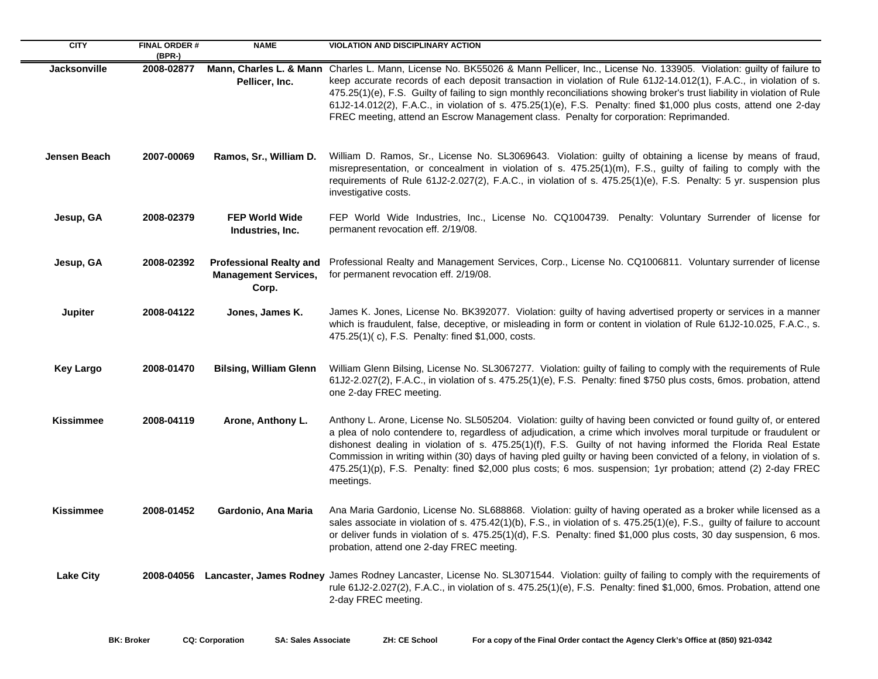| CITY | FINAL ORDER # (BPR-) | NAME | VIOLATION AND DISCIPLINARY ACTION |
|---|---|---|---|
| Jacksonville | 2008-02877 | Mann, Charles L. & Mann Pellicer, Inc. | Charles L. Mann, License No. BK55026 & Mann Pellicer, Inc., License No. 133905. Violation: guilty of failure to keep accurate records of each deposit transaction in violation of Rule 61J2-14.012(1), F.A.C., in violation of s. 475.25(1)(e), F.S. Guilty of failing to sign monthly reconciliations showing broker's trust liability in violation of Rule 61J2-14.012(2), F.A.C., in violation of s. 475.25(1)(e), F.S. Penalty: fined $1,000 plus costs, attend one 2-day FREC meeting, attend an Escrow Management class. Penalty for corporation: Reprimanded. |
| Jensen Beach | 2007-00069 | Ramos, Sr., William D. | William D. Ramos, Sr., License No. SL3069643. Violation: guilty of obtaining a license by means of fraud, misrepresentation, or concealment in violation of s. 475.25(1)(m), F.S., guilty of failing to comply with the requirements of Rule 61J2-2.027(2), F.A.C., in violation of s. 475.25(1)(e), F.S. Penalty: 5 yr. suspension plus investigative costs. |
| Jesup, GA | 2008-02379 | FEP World Wide Industries, Inc. | FEP World Wide Industries, Inc., License No. CQ1004739. Penalty: Voluntary Surrender of license for permanent revocation eff. 2/19/08. |
| Jesup, GA | 2008-02392 | Professional Realty and Management Services, Corp. | Professional Realty and Management Services, Corp., License No. CQ1006811. Voluntary surrender of license for permanent revocation eff. 2/19/08. |
| Jupiter | 2008-04122 | Jones, James K. | James K. Jones, License No. BK392077. Violation: guilty of having advertised property or services in a manner which is fraudulent, false, deceptive, or misleading in form or content in violation of Rule 61J2-10.025, F.A.C., s. 475.25(1)( c), F.S. Penalty: fined $1,000, costs. |
| Key Largo | 2008-01470 | Bilsing, William Glenn | William Glenn Bilsing, License No. SL3067277. Violation: guilty of failing to comply with the requirements of Rule 61J2-2.027(2), F.A.C., in violation of s. 475.25(1)(e), F.S. Penalty: fined $750 plus costs, 6mos. probation, attend one 2-day FREC meeting. |
| Kissimmee | 2008-04119 | Arone, Anthony L. | Anthony L. Arone, License No. SL505204. Violation: guilty of having been convicted or found guilty of, or entered a plea of nolo contendere to, regardless of adjudication, a crime which involves moral turpitude or fraudulent or dishonest dealing in violation of s. 475.25(1)(f), F.S. Guilty of not having informed the Florida Real Estate Commission in writing within (30) days of having pled guilty or having been convicted of a felony, in violation of s. 475.25(1)(p), F.S. Penalty: fined $2,000 plus costs; 6 mos. suspension; 1yr probation; attend (2) 2-day FREC meetings. |
| Kissimmee | 2008-01452 | Gardonio, Ana Maria | Ana Maria Gardonio, License No. SL688868. Violation: guilty of having operated as a broker while licensed as a sales associate in violation of s. 475.42(1)(b), F.S., in violation of s. 475.25(1)(e), F.S., guilty of failure to account or deliver funds in violation of s. 475.25(1)(d), F.S. Penalty: fined $1,000 plus costs, 30 day suspension, 6 mos. probation, attend one 2-day FREC meeting. |
| Lake City | 2008-04056 | Lancaster, James Rodney | James Rodney Lancaster, License No. SL3071544. Violation: guilty of failing to comply with the requirements of rule 61J2-2.027(2), F.A.C., in violation of s. 475.25(1)(e), F.S. Penalty: fined $1,000, 6mos. Probation, attend one 2-day FREC meeting. |

**BK: Broker** **CQ: Corporation** **SA: Sales Associate** **ZH: CE School** **For a copy of the Final Order contact the Agency Clerk's Office at (850) 921-0342**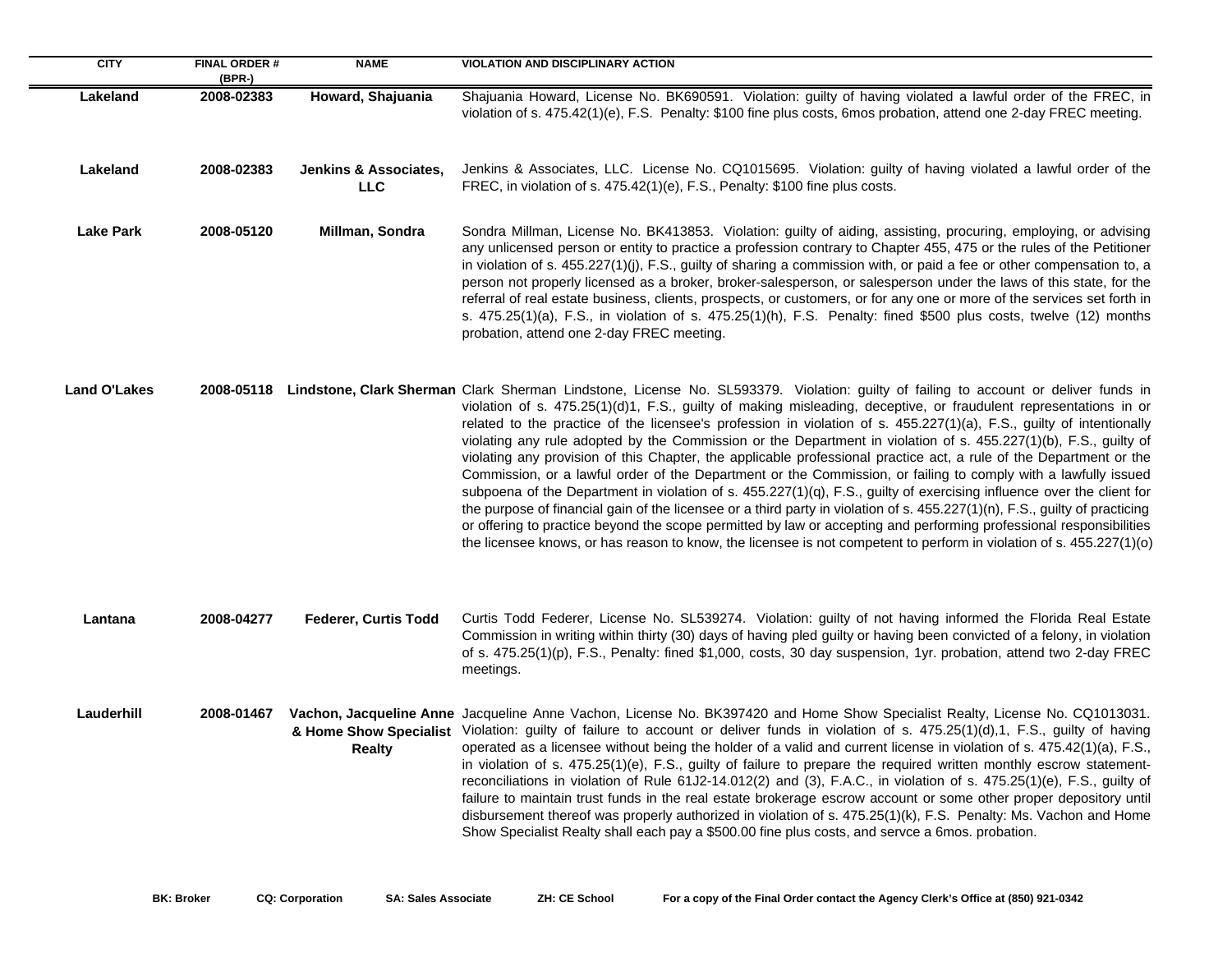| CITY | FINAL ORDER # (BPR-) | NAME | VIOLATION AND DISCIPLINARY ACTION |
| --- | --- | --- | --- |
| **Lakeland** | **2008-02383** | **Howard, Shajuania** | Shajuania Howard, License No. BK690591. Violation: guilty of having violated a lawful order of the FREC, in violation of s. 475.42(1)(e), F.S. Penalty: $100 fine plus costs, 6mos probation, attend one 2-day FREC meeting. |
| **Lakeland** | **2008-02383** | **Jenkins & Associates, LLC** | Jenkins & Associates, LLC. License No. CQ1015695. Violation: guilty of having violated a lawful order of the FREC, in violation of s. 475.42(1)(e), F.S., Penalty: $100 fine plus costs. |
| **Lake Park** | **2008-05120** | **Millman, Sondra** | Sondra Millman, License No. BK413853. Violation: guilty of aiding, assisting, procuring, employing, or advising any unlicensed person or entity to practice a profession contrary to Chapter 455, 475 or the rules of the Petitioner in violation of s. 455.227(1)(j), F.S., guilty of sharing a commission with, or paid a fee or other compensation to, a person not properly licensed as a broker, broker-salesperson, or salesperson under the laws of this state, for the referral of real estate business, clients, prospects, or customers, or for any one or more of the services set forth in s. 475.25(1)(a), F.S., in violation of s. 475.25(1)(h), F.S. Penalty: fined $500 plus costs, twelve (12) months probation, attend one 2-day FREC meeting. |
| **Land O'Lakes** | **2008-05118** | **Lindstone, Clark Sherman** | Clark Sherman Lindstone, License No. SL593379. Violation: guilty of failing to account or deliver funds in violation of s. 475.25(1)(d)1, F.S., guilty of making misleading, deceptive, or fraudulent representations in or related to the practice of the licensee's profession in violation of s. 455.227(1)(a), F.S., guilty of intentionally violating any rule adopted by the Commission or the Department in violation of s. 455.227(1)(b), F.S., guilty of violating any provision of this Chapter, the applicable professional practice act, a rule of the Department or the Commission, or a lawful order of the Department or the Commission, or failing to comply with a lawfully issued subpoena of the Department in violation of s. 455.227(1)(q), F.S., guilty of exercising influence over the client for the purpose of financial gain of the licensee or a third party in violation of s. 455.227(1)(n), F.S., guilty of practicing or offering to practice beyond the scope permitted by law or accepting and performing professional responsibilities the licensee knows, or has reason to know, the licensee is not competent to perform in violation of s. 455.227(1)(o) |
| **Lantana** | **2008-04277** | **Federer, Curtis Todd** | Curtis Todd Federer, License No. SL539274. Violation: guilty of not having informed the Florida Real Estate Commission in writing within thirty (30) days of having pled guilty or having been convicted of a felony, in violation of s. 475.25(1)(p), F.S., Penalty: fined $1,000, costs, 30 day suspension, 1yr. probation, attend two 2-day FREC meetings. |
| **Lauderhill** | **2008-01467** | **Vachon, Jacqueline Anne & Home Show Specialist Realty** | Jacqueline Anne Vachon, License No. BK397420 and Home Show Specialist Realty, License No. CQ1013031. Violation: guilty of failure to account or deliver funds in violation of s. 475.25(1)(d),1, F.S., guilty of having operated as a licensee without being the holder of a valid and current license in violation of s. 475.42(1)(a), F.S., in violation of s. 475.25(1)(e), F.S., guilty of failure to prepare the required written monthly escrow statement-reconciliations in violation of Rule 61J2-14.012(2) and (3), F.A.C., in violation of s. 475.25(1)(e), F.S., guilty of failure to maintain trust funds in the real estate brokerage escrow account or some other proper depository until disbursement thereof was properly authorized in violation of s. 475.25(1)(k), F.S. Penalty: Ms. Vachon and Home Show Specialist Realty shall each pay a $500.00 fine plus costs, and servce a 6mos. probation. |

**BK: Broker** **CQ: Corporation** **SA: Sales Associate** **ZH: CE School** **For a copy of the Final Order contact the Agency Clerk's Office at (850) 921-0342**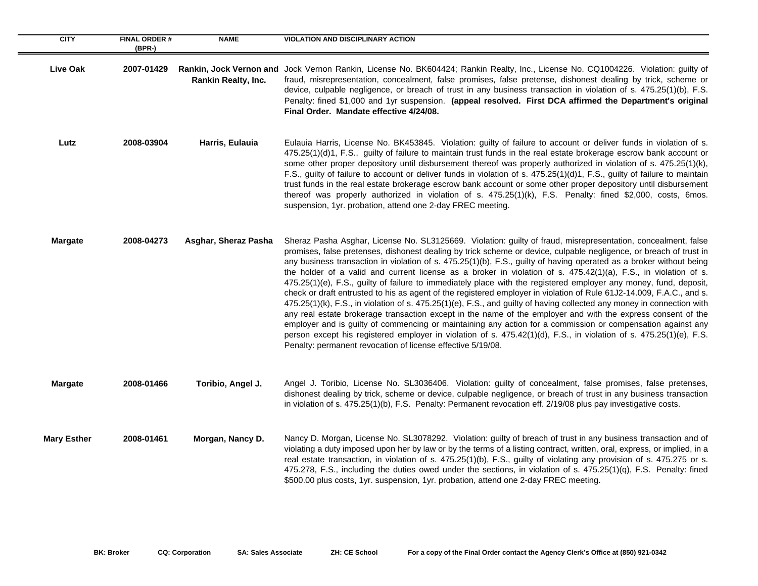| CITY | FINAL ORDER # (BPR-) | NAME | VIOLATION AND DISCIPLINARY ACTION |
|---|---|---|---|
| **Live Oak** | **2007-01429** | **Rankin, Jock Vernon and Rankin Realty, Inc.** | Jock Vernon Rankin, License No. BK604424; Rankin Realty, Inc., License No. CQ1004226. Violation: guilty of fraud, misrepresentation, concealment, false promises, false pretense, dishonest dealing by trick, scheme or device, culpable negligence, or breach of trust in any business transaction in violation of s. 475.25(1)(b), F.S. Penalty: fined $1,000 and 1yr suspension. **(appeal resolved. First DCA affirmed the Department's original Final Order. Mandate effective 4/24/08.** |
| **Lutz** | **2008-03904** | **Harris, Eulauia** | Eulauia Harris, License No. BK453845. Violation: guilty of failure to account or deliver funds in violation of s. 475.25(1)(d)1, F.S., guilty of failure to maintain trust funds in the real estate brokerage escrow bank account or some other proper depository until disbursement thereof was properly authorized in violation of s. 475.25(1)(k), F.S., guilty of failure to account or deliver funds in violation of s. 475.25(1)(d)1, F.S., guilty of failure to maintain trust funds in the real estate brokerage escrow bank account or some other proper depository until disbursement thereof was properly authorized in violation of s. 475.25(1)(k), F.S. Penalty: fined $2,000, costs, 6mos. suspension, 1yr. probation, attend one 2-day FREC meeting. |
| **Margate** | **2008-04273** | **Asghar, Sheraz Pasha** | Sheraz Pasha Asghar, License No. SL3125669. Violation: guilty of fraud, misrepresentation, concealment, false promises, false pretenses, dishonest dealing by trick scheme or device, culpable negligence, or breach of trust in any business transaction in violation of s. 475.25(1)(b), F.S., guilty of having operated as a broker without being the holder of a valid and current license as a broker in violation of s. 475.42(1)(a), F.S., in violation of s. 475.25(1)(e), F.S., guilty of failure to immediately place with the registered employer any money, fund, deposit, check or draft entrusted to his as agent of the registered employer in violation of Rule 61J2-14.009, F.A.C., and s. 475.25(1)(k), F.S., in violation of s. 475.25(1)(e), F.S., and guilty of having collected any money in connection with any real estate brokerage transaction except in the name of the employer and with the express consent of the employer and is guilty of commencing or maintaining any action for a commission or compensation against any person except his registered employer in violation of s. 475.42(1)(d), F.S., in violation of s. 475.25(1)(e), F.S. Penalty: permanent revocation of license effective 5/19/08. |
| **Margate** | **2008-01466** | **Toribio, Angel J.** | Angel J. Toribio, License No. SL3036406. Violation: guilty of concealment, false promises, false pretenses, dishonest dealing by trick, scheme or device, culpable negligence, or breach of trust in any business transaction in violation of s. 475.25(1)(b), F.S. Penalty: Permanent revocation eff. 2/19/08 plus pay investigative costs. |
| **Mary Esther** | **2008-01461** | **Morgan, Nancy D.** | Nancy D. Morgan, License No. SL3078292. Violation: guilty of breach of trust in any business transaction and of violating a duty imposed upon her by law or by the terms of a listing contract, written, oral, express, or implied, in a real estate transaction, in violation of s. 475.25(1)(b), F.S., guilty of violating any provision of s. 475.275 or s. 475.278, F.S., including the duties owed under the sections, in violation of s. 475.25(1)(q), F.S. Penalty: fined $500.00 plus costs, 1yr. suspension, 1yr. probation, attend one 2-day FREC meeting. |

**BK: Broker** **CQ: Corporation** **SA: Sales Associate** **ZH: CE School** **For a copy of the Final Order contact the Agency Clerk's Office at (850) 921-0342**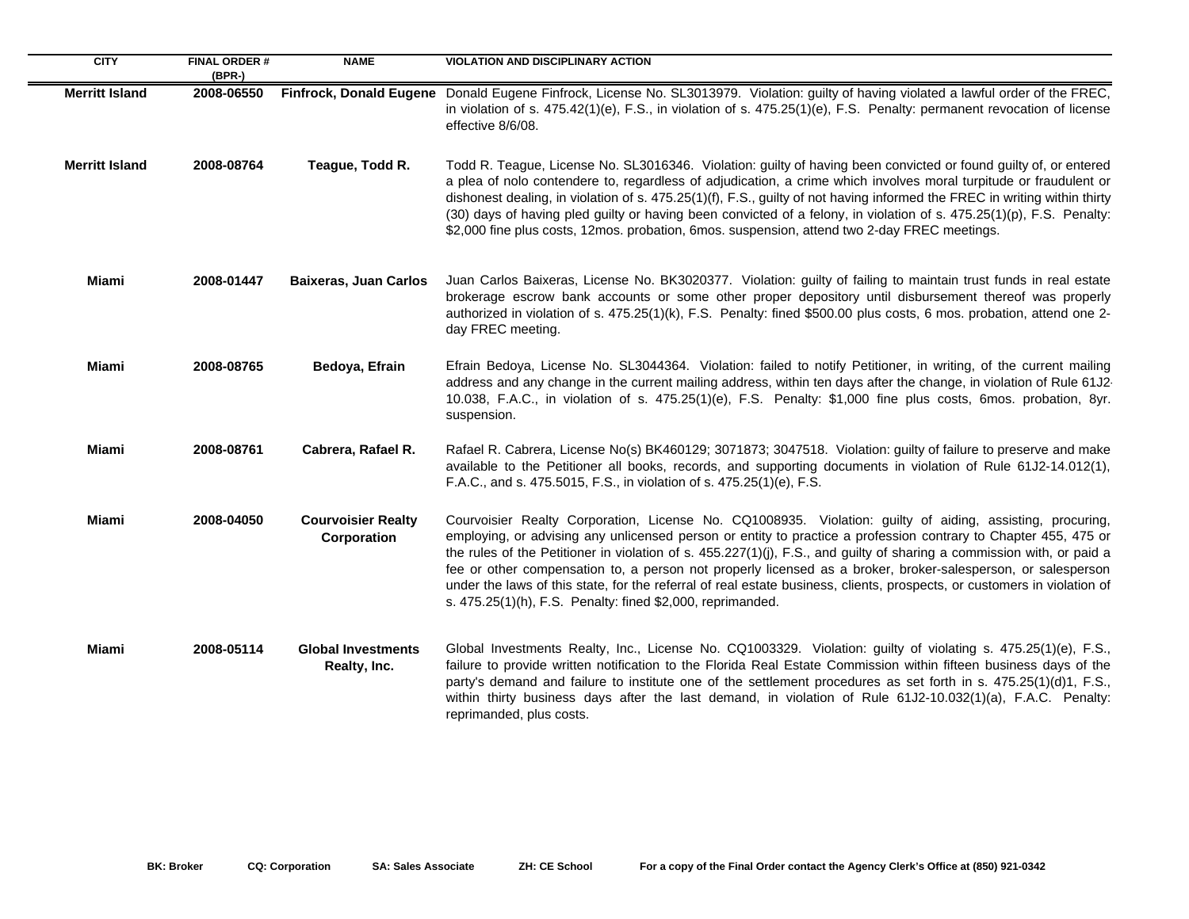| CITY | FINAL ORDER # (BPR-) | NAME | VIOLATION AND DISCIPLINARY ACTION |
|---|---|---|---|
| Merritt Island | 2008-06550 | Finfrock, Donald Eugene | Donald Eugene Finfrock, License No. SL3013979. Violation: guilty of having violated a lawful order of the FREC, in violation of s. 475.42(1)(e), F.S., in violation of s. 475.25(1)(e), F.S. Penalty: permanent revocation of license effective 8/6/08. |
| Merritt Island | 2008-08764 | Teague, Todd R. | Todd R. Teague, License No. SL3016346. Violation: guilty of having been convicted or found guilty of, or entered a plea of nolo contendere to, regardless of adjudication, a crime which involves moral turpitude or fraudulent or dishonest dealing, in violation of s. 475.25(1)(f), F.S., guilty of not having informed the FREC in writing within thirty (30) days of having pled guilty or having been convicted of a felony, in violation of s. 475.25(1)(p), F.S. Penalty: $2,000 fine plus costs, 12mos. probation, 6mos. suspension, attend two 2-day FREC meetings. |
| Miami | 2008-01447 | Baixeras, Juan Carlos | Juan Carlos Baixeras, License No. BK3020377. Violation: guilty of failing to maintain trust funds in real estate brokerage escrow bank accounts or some other proper depository until disbursement thereof was properly authorized in violation of s. 475.25(1)(k), F.S. Penalty: fined $500.00 plus costs, 6 mos. probation, attend one 2-day FREC meeting. |
| Miami | 2008-08765 | Bedoya, Efrain | Efrain Bedoya, License No. SL3044364. Violation: failed to notify Petitioner, in writing, of the current mailing address and any change in the current mailing address, within ten days after the change, in violation of Rule 61J2-10.038, F.A.C., in violation of s. 475.25(1)(e), F.S. Penalty: $1,000 fine plus costs, 6mos. probation, 8yr. suspension. |
| Miami | 2008-08761 | Cabrera, Rafael R. | Rafael R. Cabrera, License No(s) BK460129; 3071873; 3047518. Violation: guilty of failure to preserve and make available to the Petitioner all books, records, and supporting documents in violation of Rule 61J2-14.012(1), F.A.C., and s. 475.5015, F.S., in violation of s. 475.25(1)(e), F.S. |
| Miami | 2008-04050 | Courvoisier Realty Corporation | Courvoisier Realty Corporation, License No. CQ1008935. Violation: guilty of aiding, assisting, procuring, employing, or advising any unlicensed person or entity to practice a profession contrary to Chapter 455, 475 or the rules of the Petitioner in violation of s. 455.227(1)(j), F.S., and guilty of sharing a commission with, or paid a fee or other compensation to, a person not properly licensed as a broker, broker-salesperson, or salesperson under the laws of this state, for the referral of real estate business, clients, prospects, or customers in violation of s. 475.25(1)(h), F.S. Penalty: fined $2,000, reprimanded. |
| Miami | 2008-05114 | Global Investments Realty, Inc. | Global Investments Realty, Inc., License No. CQ1003329. Violation: guilty of violating s. 475.25(1)(e), F.S., failure to provide written notification to the Florida Real Estate Commission within fifteen business days of the party's demand and failure to institute one of the settlement procedures as set forth in s. 475.25(1)(d)1, F.S., within thirty business days after the last demand, in violation of Rule 61J2-10.032(1)(a), F.A.C. Penalty: reprimanded, plus costs. |

**BK: Broker** **CQ: Corporation** **SA: Sales Associate** **ZH: CE School** **For a copy of the Final Order contact the Agency Clerk's Office at (850) 921-0342**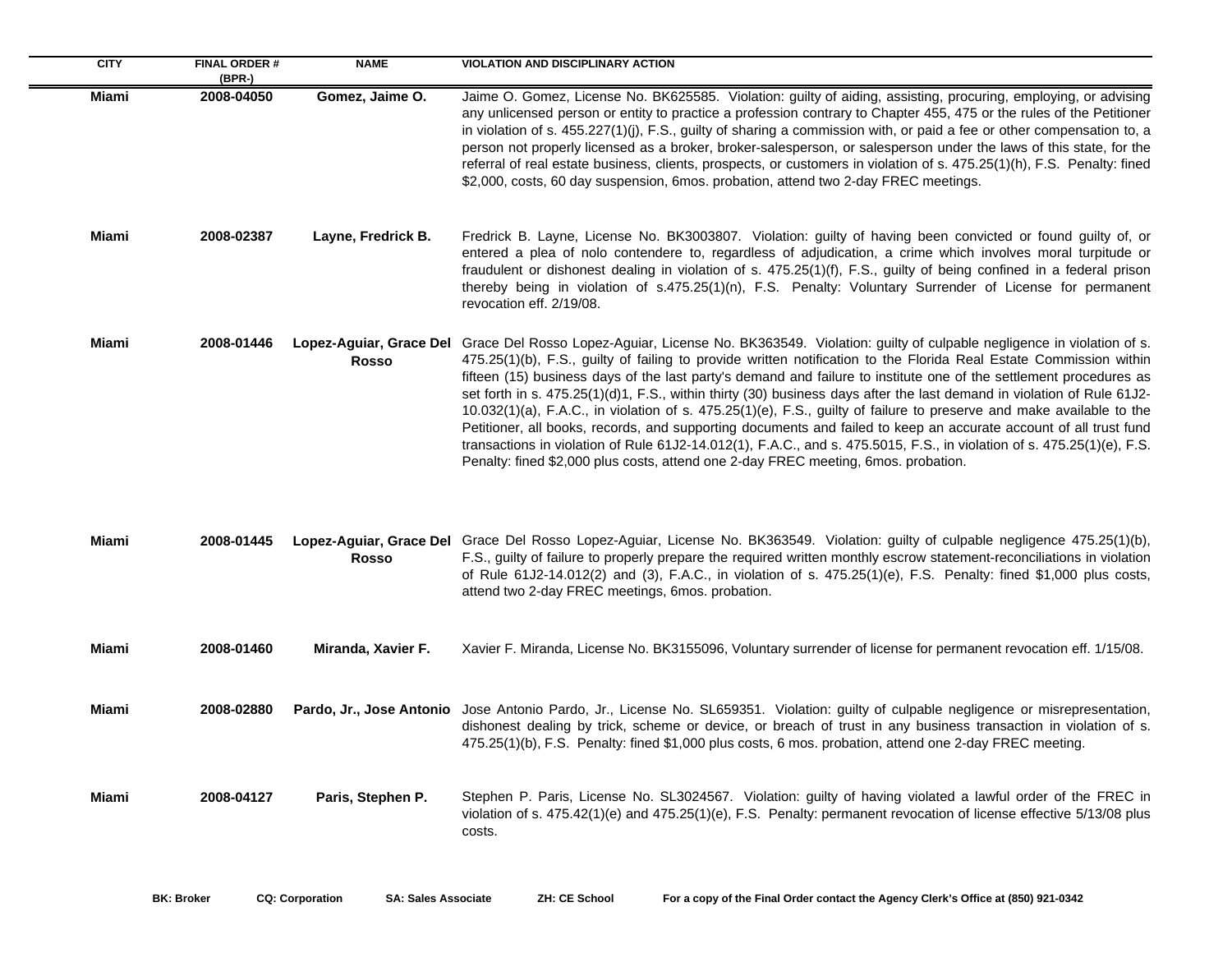| CITY | FINAL ORDER # (BPR-) | NAME | VIOLATION AND DISCIPLINARY ACTION |
|---|---|---|---|
| **Miami** | **2008-04050** | **Gomez, Jaime O.** | Jaime O. Gomez, License No. BK625585. Violation: guilty of aiding, assisting, procuring, employing, or advising any unlicensed person or entity to practice a profession contrary to Chapter 455, 475 or the rules of the Petitioner in violation of s. 455.227(1)(j), F.S., guilty of sharing a commission with, or paid a fee or other compensation to, a person not properly licensed as a broker, broker-salesperson, or salesperson under the laws of this state, for the referral of real estate business, clients, prospects, or customers in violation of s. 475.25(1)(h), F.S. Penalty: fined $2,000, costs, 60 day suspension, 6mos. probation, attend two 2-day FREC meetings. |
| **Miami** | **2008-02387** | **Layne, Fredrick B.** | Fredrick B. Layne, License No. BK3003807. Violation: guilty of having been convicted or found guilty of, or entered a plea of nolo contendere to, regardless of adjudication, a crime which involves moral turpitude or fraudulent or dishonest dealing in violation of s. 475.25(1)(f), F.S., guilty of being confined in a federal prison thereby being in violation of s.475.25(1)(n), F.S. Penalty: Voluntary Surrender of License for permanent revocation eff. 2/19/08. |
| **Miami** | **2008-01446** | **Lopez-Aguiar, Grace Del Rosso** | Grace Del Rosso Lopez-Aguiar, License No. BK363549. Violation: guilty of culpable negligence in violation of s. 475.25(1)(b), F.S., guilty of failing to provide written notification to the Florida Real Estate Commission within fifteen (15) business days of the last party's demand and failure to institute one of the settlement procedures as set forth in s. 475.25(1)(d)1, F.S., within thirty (30) business days after the last demand in violation of Rule 61J2-10.032(1)(a), F.A.C., in violation of s. 475.25(1)(e), F.S., guilty of failure to preserve and make available to the Petitioner, all books, records, and supporting documents and failed to keep an accurate account of all trust fund transactions in violation of Rule 61J2-14.012(1), F.A.C., and s. 475.5015, F.S., in violation of s. 475.25(1)(e), F.S. Penalty: fined $2,000 plus costs, attend one 2-day FREC meeting, 6mos. probation. |
| **Miami** | **2008-01445** | **Lopez-Aguiar, Grace Del Rosso** | Grace Del Rosso Lopez-Aguiar, License No. BK363549. Violation: guilty of culpable negligence 475.25(1)(b), F.S., guilty of failure to properly prepare the required written monthly escrow statement-reconciliations in violation of Rule 61J2-14.012(2) and (3), F.A.C., in violation of s. 475.25(1)(e), F.S. Penalty: fined $1,000 plus costs, attend two 2-day FREC meetings, 6mos. probation. |
| **Miami** | **2008-01460** | **Miranda, Xavier F.** | Xavier F. Miranda, License No. BK3155096, Voluntary surrender of license for permanent revocation eff. 1/15/08. |
| **Miami** | **2008-02880** | **Pardo, Jr., Jose Antonio** | Jose Antonio Pardo, Jr., License No. SL659351. Violation: guilty of culpable negligence or misrepresentation, dishonest dealing by trick, scheme or device, or breach of trust in any business transaction in violation of s. 475.25(1)(b), F.S. Penalty: fined $1,000 plus costs, 6 mos. probation, attend one 2-day FREC meeting. |
| **Miami** | **2008-04127** | **Paris, Stephen P.** | Stephen P. Paris, License No. SL3024567. Violation: guilty of having violated a lawful order of the FREC in violation of s. 475.42(1)(e) and 475.25(1)(e), F.S. Penalty: permanent revocation of license effective 5/13/08 plus costs. |

**BK: Broker** **CQ: Corporation** **SA: Sales Associate** **ZH: CE School** **For a copy of the Final Order contact the Agency Clerk's Office at (850) 921-0342**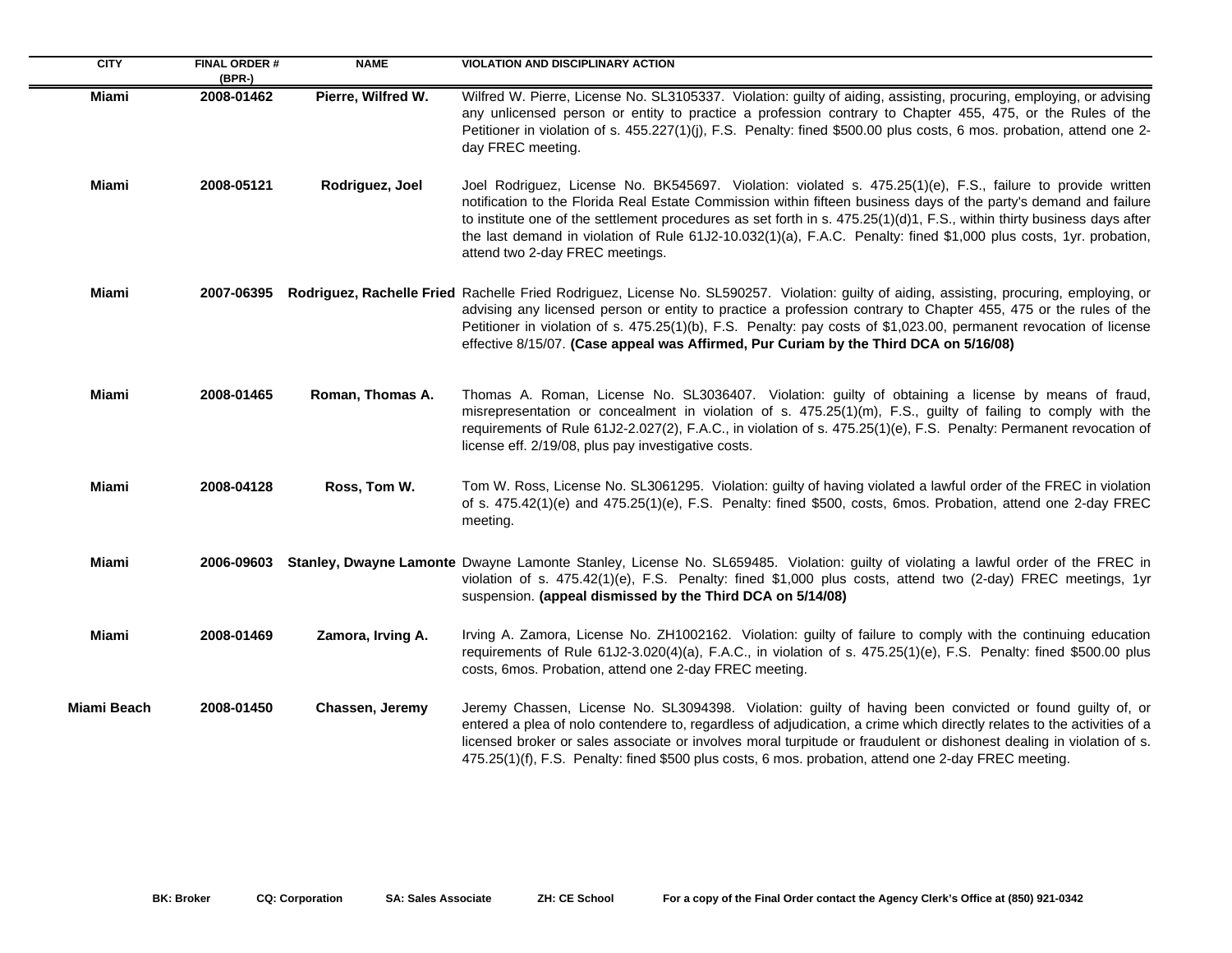| CITY | FINAL ORDER # (BPR-) | NAME | VIOLATION AND DISCIPLINARY ACTION |
|---|---|---|---|
| Miami | 2008-01462 | Pierre, Wilfred W. | Wilfred W. Pierre, License No. SL3105337. Violation: guilty of aiding, assisting, procuring, employing, or advising any unlicensed person or entity to practice a profession contrary to Chapter 455, 475, or the Rules of the Petitioner in violation of s. 455.227(1)(j), F.S. Penalty: fined $500.00 plus costs, 6 mos. probation, attend one 2-day FREC meeting. |
| Miami | 2008-05121 | Rodriguez, Joel | Joel Rodriguez, License No. BK545697. Violation: violated s. 475.25(1)(e), F.S., failure to provide written notification to the Florida Real Estate Commission within fifteen business days of the party's demand and failure to institute one of the settlement procedures as set forth in s. 475.25(1)(d)1, F.S., within thirty business days after the last demand in violation of Rule 61J2-10.032(1)(a), F.A.C. Penalty: fined $1,000 plus costs, 1yr. probation, attend two 2-day FREC meetings. |
| Miami | 2007-06395 | Rodriguez, Rachelle Fried | Rachelle Fried Rodriguez, License No. SL590257. Violation: guilty of aiding, assisting, procuring, employing, or advising any licensed person or entity to practice a profession contrary to Chapter 455, 475 or the rules of the Petitioner in violation of s. 475.25(1)(b), F.S. Penalty: pay costs of $1,023.00, permanent revocation of license effective 8/15/07. **(Case appeal was Affirmed, Pur Curiam by the Third DCA on 5/16/08)** |
| Miami | 2008-01465 | Roman, Thomas A. | Thomas A. Roman, License No. SL3036407. Violation: guilty of obtaining a license by means of fraud, misrepresentation or concealment in violation of s. 475.25(1)(m), F.S., guilty of failing to comply with the requirements of Rule 61J2-2.027(2), F.A.C., in violation of s. 475.25(1)(e), F.S. Penalty: Permanent revocation of license eff. 2/19/08, plus pay investigative costs. |
| Miami | 2008-04128 | Ross, Tom W. | Tom W. Ross, License No. SL3061295. Violation: guilty of having violated a lawful order of the FREC in violation of s. 475.42(1)(e) and 475.25(1)(e), F.S. Penalty: fined $500, costs, 6mos. Probation, attend one 2-day FREC meeting. |
| Miami | 2006-09603 | Stanley, Dwayne Lamonte | Dwayne Lamonte Stanley, License No. SL659485. Violation: guilty of violating a lawful order of the FREC in violation of s. 475.42(1)(e), F.S. Penalty: fined $1,000 plus costs, attend two (2-day) FREC meetings, 1yr suspension. **(appeal dismissed by the Third DCA on 5/14/08)** |
| Miami | 2008-01469 | Zamora, Irving A. | Irving A. Zamora, License No. ZH1002162. Violation: guilty of failure to comply with the continuing education requirements of Rule 61J2-3.020(4)(a), F.A.C., in violation of s. 475.25(1)(e), F.S. Penalty: fined $500.00 plus costs, 6mos. Probation, attend one 2-day FREC meeting. |
| Miami Beach | 2008-01450 | Chassen, Jeremy | Jeremy Chassen, License No. SL3094398. Violation: guilty of having been convicted or found guilty of, or entered a plea of nolo contendere to, regardless of adjudication, a crime which directly relates to the activities of a licensed broker or sales associate or involves moral turpitude or fraudulent or dishonest dealing in violation of s. 475.25(1)(f), F.S. Penalty: fined $500 plus costs, 6 mos. probation, attend one 2-day FREC meeting. |

**BK: Broker** **CQ: Corporation** **SA: Sales Associate** **ZH: CE School** **For a copy of the Final Order contact the Agency Clerk's Office at (850) 921-0342**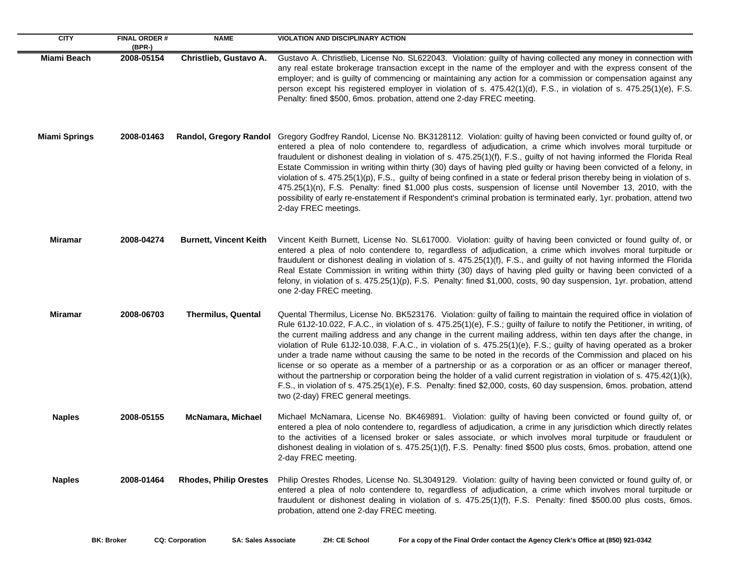| CITY | FINAL ORDER # (BPR-) | NAME | VIOLATION AND DISCIPLINARY ACTION |
|---|---|---|---|
| Miami Beach | 2008-05154 | Christlieb, Gustavo A. | Gustavo A. Christlieb, License No. SL622043. Violation: guilty of having collected any money in connection with any real estate brokerage transaction except in the name of the employer and with the express consent of the employer; and is guilty of commencing or maintaining any action for a commission or compensation against any person except his registered employer in violation of s. 475.42(1)(d), F.S., in violation of s. 475.25(1)(e), F.S. Penalty: fined $500, 6mos. probation, attend one 2-day FREC meeting. |
| Miami Springs | 2008-01463 | Randol, Gregory Randol | Gregory Godfrey Randol, License No. BK3128112. Violation: guilty of having been convicted or found guilty of, or entered a plea of nolo contendere to, regardless of adjudication, a crime which involves moral turpitude or fraudulent or dishonest dealing in violation of s. 475.25(1)(f), F.S., guilty of not having informed the Florida Real Estate Commission in writing within thirty (30) days of having pled guilty or having been convicted of a felony, in violation of s. 475.25(1)(p), F.S., guilty of being confined in a state or federal prison thereby being in violation of s. 475.25(1)(n), F.S. Penalty: fined $1,000 plus costs, suspension of license until November 13, 2010, with the possibility of early re-enstatement if Respondent's criminal probation is terminated early, 1yr. probation, attend two 2-day FREC meetings. |
| Miramar | 2008-04274 | Burnett, Vincent Keith | Vincent Keith Burnett, License No. SL617000. Violation: guilty of having been convicted or found guilty of, or entered a plea of nolo contendere to, regardless of adjudication, a crime which involves moral turpitude or fraudulent or dishonest dealing in violation of s. 475.25(1)(f), F.S., and guilty of not having informed the Florida Real Estate Commission in writing within thirty (30) days of having pled guilty or having been convicted of a felony, in violation of s. 475.25(1)(p), F.S. Penalty: fined $1,000, costs, 90 day suspension, 1yr. probation, attend one 2-day FREC meeting. |
| Miramar | 2008-06703 | Thermilus, Quental | Quental Thermilus, License No. BK523176. Violation: guilty of failing to maintain the required office in violation of Rule 61J2-10.022, F.A.C., in violation of s. 475.25(1)(e), F.S.; guilty of failure to notify the Petitioner, in writing, of the current mailing address and any change in the current mailing address, within ten days after the change, in violation of Rule 61J2-10.038, F.A.C., in violation of s. 475.25(1)(e), F.S.; guilty of having operated as a broker under a trade name without causing the same to be noted in the records of the Commission and placed on his license or so operate as a member of a partnership or as a corporation or as an officer or manager thereof, without the partnership or corporation being the holder of a valid current registration in violation of s. 475.42(1)(k), F.S., in violation of s. 475.25(1)(e), F.S. Penalty: fined $2,000, costs, 60 day suspension, 6mos. probation, attend two (2-day) FREC general meetings. |
| Naples | 2008-05155 | McNamara, Michael | Michael McNamara, License No. BK469891. Violation: guilty of having been convicted or found guilty of, or entered a plea of nolo contendere to, regardless of adjudication, a crime in any jurisdiction which directly relates to the activities of a licensed broker or sales associate, or which involves moral turpitude or fraudulent or dishonest dealing in violation of s. 475.25(1)(f), F.S. Penalty: fined $500 plus costs, 6mos. probation, attend one 2-day FREC meeting. |
| Naples | 2008-01464 | Rhodes, Philip Orestes | Philip Orestes Rhodes, License No. SL3049129. Violation: guilty of having been convicted or found guilty of, or entered a plea of nolo contendere to, regardless of adjudication, a crime which involves moral turpitude or fraudulent or dishonest dealing in violation of s. 475.25(1)(f), F.S. Penalty: fined $500.00 plus costs, 6mos. probation, attend one 2-day FREC meeting. |

**BK: Broker** **CQ: Corporation** **SA: Sales Associate** **ZH: CE School** **For a copy of the Final Order contact the Agency Clerk's Office at (850) 921-0342**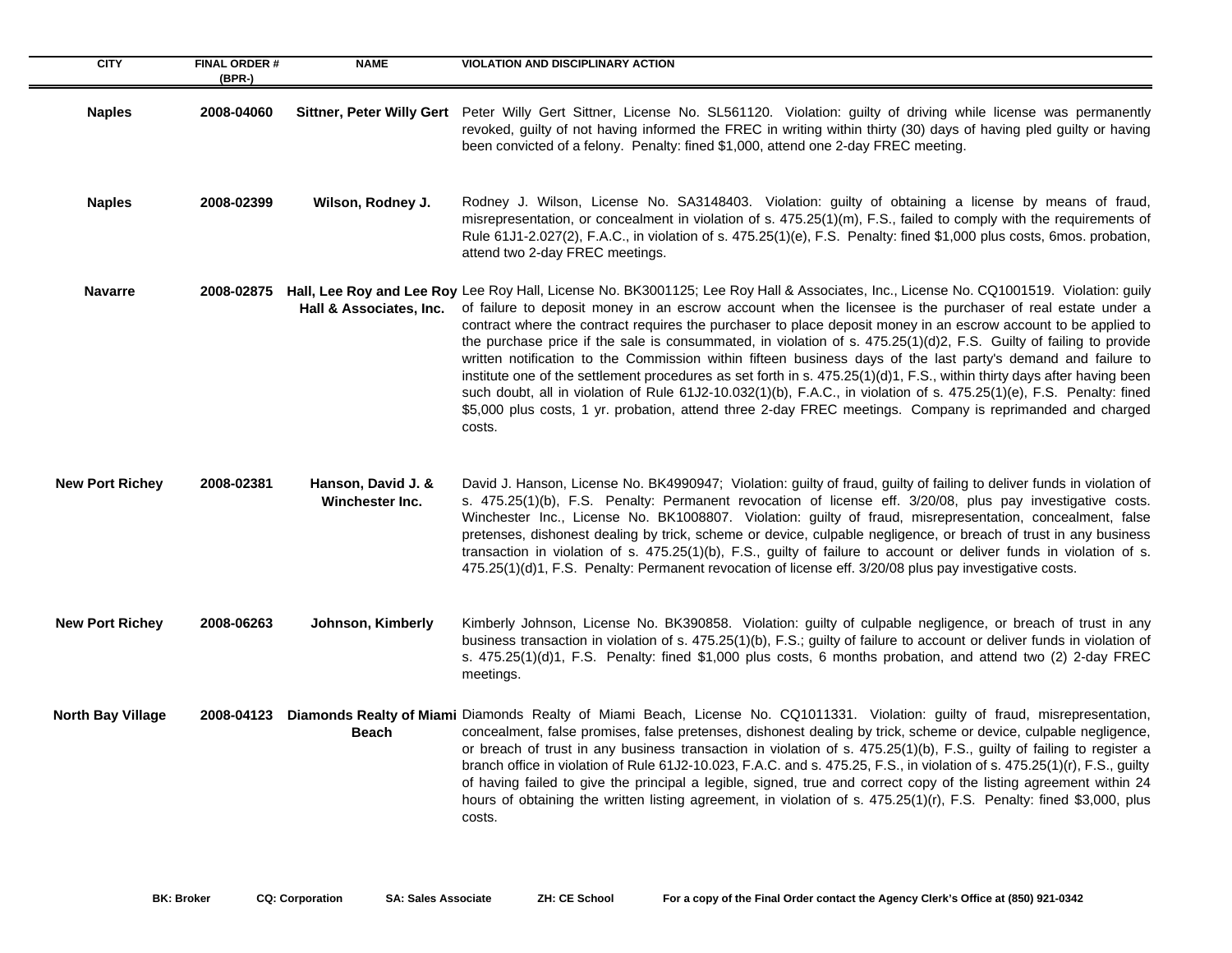| CITY | FINAL ORDER # (BPR-) | NAME | VIOLATION AND DISCIPLINARY ACTION |
|---|---|---|---|
| **Naples** | **2008-04060** | **Sittner, Peter Willy Gert** | Peter Willy Gert Sittner, License No. SL561120. Violation: guilty of driving while license was permanently revoked, guilty of not having informed the FREC in writing within thirty (30) days of having pled guilty or having been convicted of a felony. Penalty: fined $1,000, attend one 2-day FREC meeting. |
| **Naples** | **2008-02399** | **Wilson, Rodney J.** | Rodney J. Wilson, License No. SA3148403. Violation: guilty of obtaining a license by means of fraud, misrepresentation, or concealment in violation of s. 475.25(1)(m), F.S., failed to comply with the requirements of Rule 61J1-2.027(2), F.A.C., in violation of s. 475.25(1)(e), F.S. Penalty: fined $1,000 plus costs, 6mos. probation, attend two 2-day FREC meetings. |
| **Navarre** | **2008-02875** | **Hall, Lee Roy and Lee Roy Hall & Associates, Inc.** | Lee Roy Hall, License No. BK3001125; Lee Roy Hall & Associates, Inc., License No. CQ1001519. Violation: guily of failure to deposit money in an escrow account when the licensee is the purchaser of real estate under a contract where the contract requires the purchaser to place deposit money in an escrow account to be applied to the purchase price if the sale is consummated, in violation of s. 475.25(1)(d)2, F.S. Guilty of failing to provide written notification to the Commission within fifteen business days of the last party's demand and failure to institute one of the settlement procedures as set forth in s. 475.25(1)(d)1, F.S., within thirty days after having been such doubt, all in violation of Rule 61J2-10.032(1)(b), F.A.C., in violation of s. 475.25(1)(e), F.S. Penalty: fined $5,000 plus costs, 1 yr. probation, attend three 2-day FREC meetings. Company is reprimanded and charged costs. |
| **New Port Richey** | **2008-02381** | **Hanson, David J. & Winchester Inc.** | David J. Hanson, License No. BK4990947; Violation: guilty of fraud, guilty of failing to deliver funds in violation of s. 475.25(1)(b), F.S. Penalty: Permanent revocation of license eff. 3/20/08, plus pay investigative costs. Winchester Inc., License No. BK1008807. Violation: guilty of fraud, misrepresentation, concealment, false pretenses, dishonest dealing by trick, scheme or device, culpable negligence, or breach of trust in any business transaction in violation of s. 475.25(1)(b), F.S., guilty of failure to account or deliver funds in violation of s. 475.25(1)(d)1, F.S. Penalty: Permanent revocation of license eff. 3/20/08 plus pay investigative costs. |
| **New Port Richey** | **2008-06263** | **Johnson, Kimberly** | Kimberly Johnson, License No. BK390858. Violation: guilty of culpable negligence, or breach of trust in any business transaction in violation of s. 475.25(1)(b), F.S.; guilty of failure to account or deliver funds in violation of s. 475.25(1)(d)1, F.S. Penalty: fined $1,000 plus costs, 6 months probation, and attend two (2) 2-day FREC meetings. |
| **North Bay Village** | **2008-04123** | **Diamonds Realty of Miami Beach** | Diamonds Realty of Miami Beach, License No. CQ1011331. Violation: guilty of fraud, misrepresentation, concealment, false promises, false pretenses, dishonest dealing by trick, scheme or device, culpable negligence, or breach of trust in any business transaction in violation of s. 475.25(1)(b), F.S., guilty of failing to register a branch office in violation of Rule 61J2-10.023, F.A.C. and s. 475.25, F.S., in violation of s. 475.25(1)(r), F.S., guilty of having failed to give the principal a legible, signed, true and correct copy of the listing agreement within 24 hours of obtaining the written listing agreement, in violation of s. 475.25(1)(r), F.S. Penalty: fined $3,000, plus costs. |

**BK: Broker** **CQ: Corporation** **SA: Sales Associate** **ZH: CE School** **For a copy of the Final Order contact the Agency Clerk's Office at (850) 921-0342**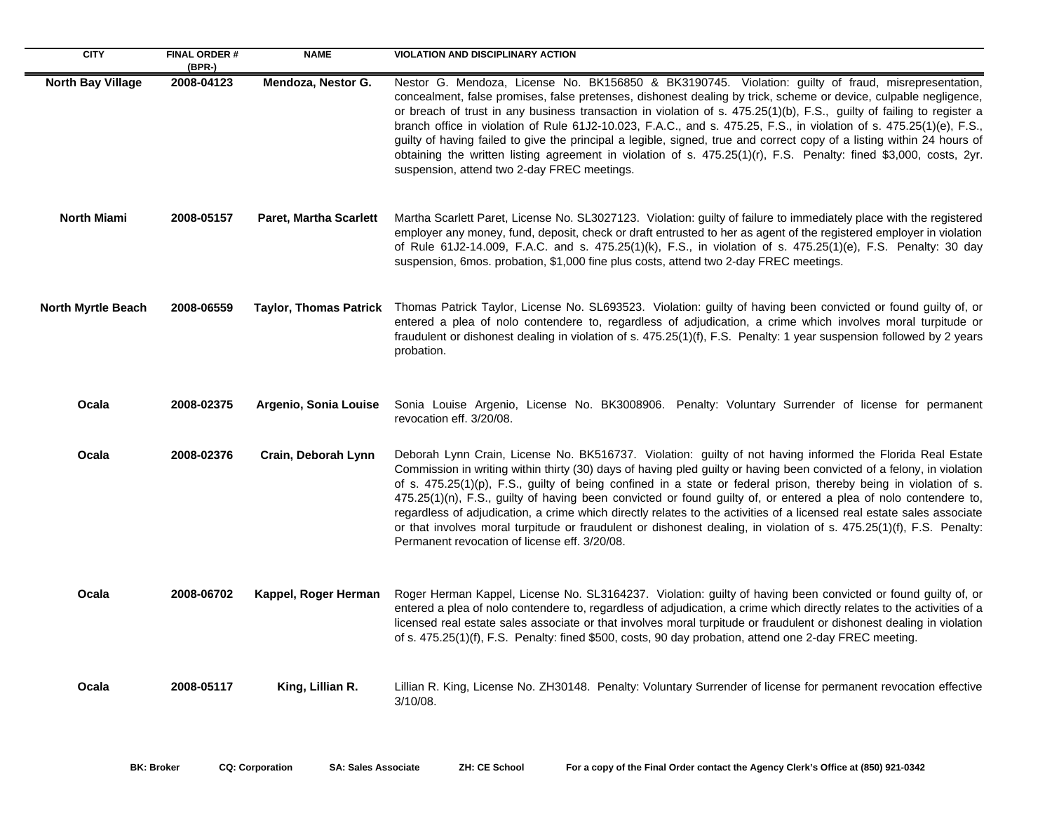| CITY | FINAL ORDER # (BPR-) | NAME | VIOLATION AND DISCIPLINARY ACTION |
| --- | --- | --- | --- |
| North Bay Village | 2008-04123 | Mendoza, Nestor G. | Nestor G. Mendoza, License No. BK156850 & BK3190745. Violation: guilty of fraud, misrepresentation, concealment, false promises, false pretenses, dishonest dealing by trick, scheme or device, culpable negligence, or breach of trust in any business transaction in violation of s. 475.25(1)(b), F.S., guilty of failing to register a branch office in violation of Rule 61J2-10.023, F.A.C., and s. 475.25, F.S., in violation of s. 475.25(1)(e), F.S., guilty of having failed to give the principal a legible, signed, true and correct copy of a listing within 24 hours of obtaining the written listing agreement in violation of s. 475.25(1)(r), F.S. Penalty: fined $3,000, costs, 2yr. suspension, attend two 2-day FREC meetings. |
| North Miami | 2008-05157 | Paret, Martha Scarlett | Martha Scarlett Paret, License No. SL3027123. Violation: guilty of failure to immediately place with the registered employer any money, fund, deposit, check or draft entrusted to her as agent of the registered employer in violation of Rule 61J2-14.009, F.A.C. and s. 475.25(1)(k), F.S., in violation of s. 475.25(1)(e), F.S. Penalty: 30 day suspension, 6mos. probation, $1,000 fine plus costs, attend two 2-day FREC meetings. |
| North Myrtle Beach | 2008-06559 | Taylor, Thomas Patrick | Thomas Patrick Taylor, License No. SL693523. Violation: guilty of having been convicted or found guilty of, or entered a plea of nolo contendere to, regardless of adjudication, a crime which involves moral turpitude or fraudulent or dishonest dealing in violation of s. 475.25(1)(f), F.S. Penalty: 1 year suspension followed by 2 years probation. |
| Ocala | 2008-02375 | Argenio, Sonia Louise | Sonia Louise Argenio, License No. BK3008906. Penalty: Voluntary Surrender of license for permanent revocation eff. 3/20/08. |
| Ocala | 2008-02376 | Crain, Deborah Lynn | Deborah Lynn Crain, License No. BK516737. Violation: guilty of not having informed the Florida Real Estate Commission in writing within thirty (30) days of having pled guilty or having been convicted of a felony, in violation of s. 475.25(1)(p), F.S., guilty of being confined in a state or federal prison, thereby being in violation of s. 475.25(1)(n), F.S., guilty of having been convicted or found guilty of, or entered a plea of nolo contendere to, regardless of adjudication, a crime which directly relates to the activities of a licensed real estate sales associate or that involves moral turpitude or fraudulent or dishonest dealing, in violation of s. 475.25(1)(f), F.S. Penalty: Permanent revocation of license eff. 3/20/08. |
| Ocala | 2008-06702 | Kappel, Roger Herman | Roger Herman Kappel, License No. SL3164237. Violation: guilty of having been convicted or found guilty of, or entered a plea of nolo contendere to, regardless of adjudication, a crime which directly relates to the activities of a licensed real estate sales associate or that involves moral turpitude or fraudulent or dishonest dealing in violation of s. 475.25(1)(f), F.S. Penalty: fined $500, costs, 90 day probation, attend one 2-day FREC meeting. |
| Ocala | 2008-05117 | King, Lillian R. | Lillian R. King, License No. ZH30148. Penalty: Voluntary Surrender of license for permanent revocation effective 3/10/08. |

BK: Broker CQ: Corporation SA: Sales Associate ZH: CE School For a copy of the Final Order contact the Agency Clerk's Office at (850) 921-0342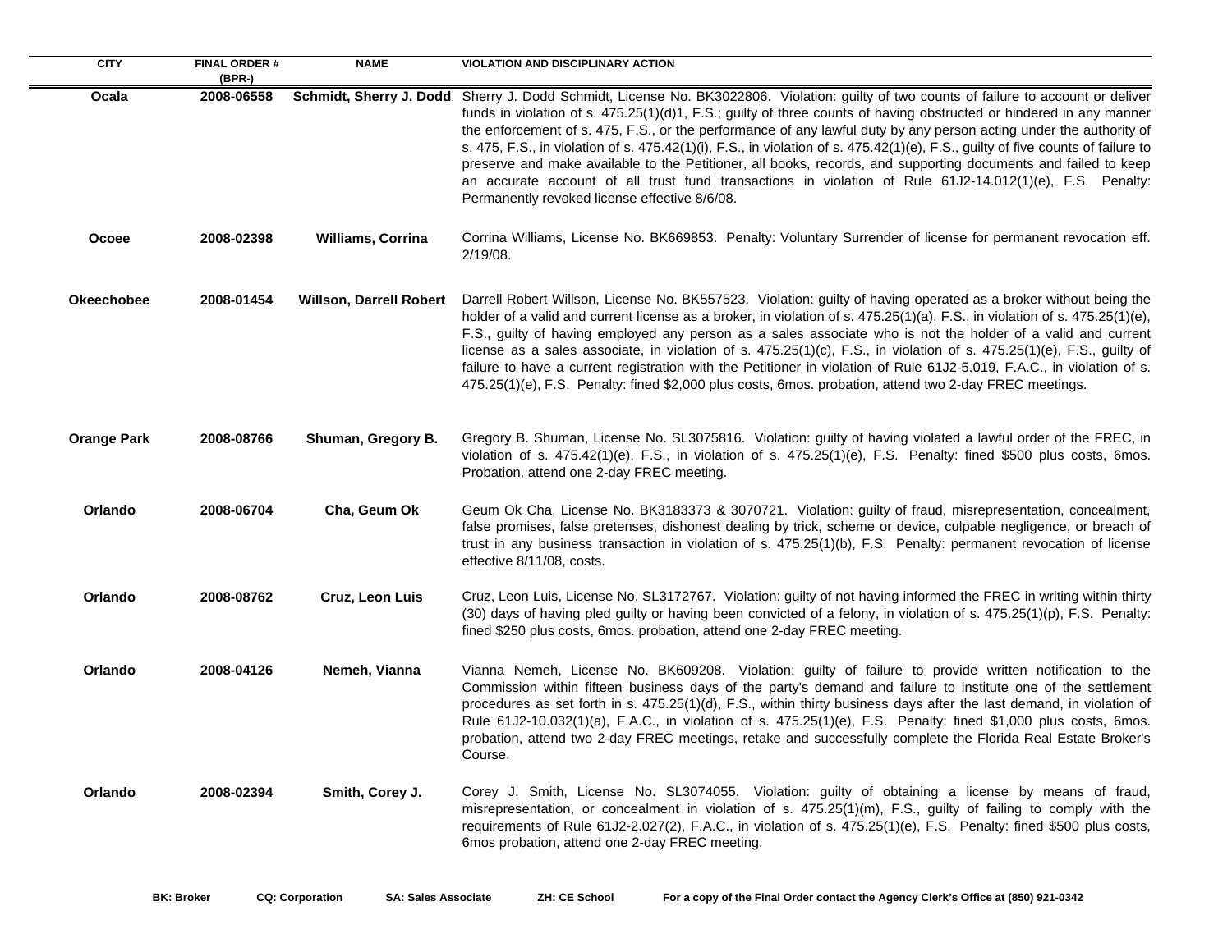| CITY | FINAL ORDER # (BPR-) | NAME | VIOLATION AND DISCIPLINARY ACTION |
|---|---|---|---|
| Ocala | 2008-06558 | Schmidt, Sherry J. Dodd | Sherry J. Dodd Schmidt, License No. BK3022806. Violation: guilty of two counts of failure to account or deliver funds in violation of s. 475.25(1)(d)1, F.S.; guilty of three counts of having obstructed or hindered in any manner the enforcement of s. 475, F.S., or the performance of any lawful duty by any person acting under the authority of s. 475, F.S., in violation of s. 475.42(1)(i), F.S., in violation of s. 475.42(1)(e), F.S., guilty of five counts of failure to preserve and make available to the Petitioner, all books, records, and supporting documents and failed to keep an accurate account of all trust fund transactions in violation of Rule 61J2-14.012(1)(e), F.S. Penalty: Permanently revoked license effective 8/6/08. |
| Ocoee | 2008-02398 | Williams, Corrina | Corrina Williams, License No. BK669853. Penalty: Voluntary Surrender of license for permanent revocation eff. 2/19/08. |
| Okeechobee | 2008-01454 | Willson, Darrell Robert | Darrell Robert Willson, License No. BK557523. Violation: guilty of having operated as a broker without being the holder of a valid and current license as a broker, in violation of s. 475.25(1)(a), F.S., in violation of s. 475.25(1)(e), F.S., guilty of having employed any person as a sales associate who is not the holder of a valid and current license as a sales associate, in violation of s. 475.25(1)(c), F.S., in violation of s. 475.25(1)(e), F.S., guilty of failure to have a current registration with the Petitioner in violation of Rule 61J2-5.019, F.A.C., in violation of s. 475.25(1)(e), F.S. Penalty: fined $2,000 plus costs, 6mos. probation, attend two 2-day FREC meetings. |
| Orange Park | 2008-08766 | Shuman, Gregory B. | Gregory B. Shuman, License No. SL3075816. Violation: guilty of having violated a lawful order of the FREC, in violation of s. 475.42(1)(e), F.S., in violation of s. 475.25(1)(e), F.S. Penalty: fined $500 plus costs, 6mos. Probation, attend one 2-day FREC meeting. |
| Orlando | 2008-06704 | Cha, Geum Ok | Geum Ok Cha, License No. BK3183373 & 3070721. Violation: guilty of fraud, misrepresentation, concealment, false promises, false pretenses, dishonest dealing by trick, scheme or device, culpable negligence, or breach of trust in any business transaction in violation of s. 475.25(1)(b), F.S. Penalty: permanent revocation of license effective 8/11/08, costs. |
| Orlando | 2008-08762 | Cruz, Leon Luis | Cruz, Leon Luis, License No. SL3172767. Violation: guilty of not having informed the FREC in writing within thirty (30) days of having pled guilty or having been convicted of a felony, in violation of s. 475.25(1)(p), F.S. Penalty: fined $250 plus costs, 6mos. probation, attend one 2-day FREC meeting. |
| Orlando | 2008-04126 | Nemeh, Vianna | Vianna Nemeh, License No. BK609208. Violation: guilty of failure to provide written notification to the Commission within fifteen business days of the party's demand and failure to institute one of the settlement procedures as set forth in s. 475.25(1)(d), F.S., within thirty business days after the last demand, in violation of Rule 61J2-10.032(1)(a), F.A.C., in violation of s. 475.25(1)(e), F.S. Penalty: fined $1,000 plus costs, 6mos. probation, attend two 2-day FREC meetings, retake and successfully complete the Florida Real Estate Broker's Course. |
| Orlando | 2008-02394 | Smith, Corey J. | Corey J. Smith, License No. SL3074055. Violation: guilty of obtaining a license by means of fraud, misrepresentation, or concealment in violation of s. 475.25(1)(m), F.S., guilty of failing to comply with the requirements of Rule 61J2-2.027(2), F.A.C., in violation of s. 475.25(1)(e), F.S. Penalty: fined $500 plus costs, 6mos probation, attend one 2-day FREC meeting. |

**BK: Broker** **CQ: Corporation** **SA: Sales Associate** **ZH: CE School** **For a copy of the Final Order contact the Agency Clerk's Office at (850) 921-0342**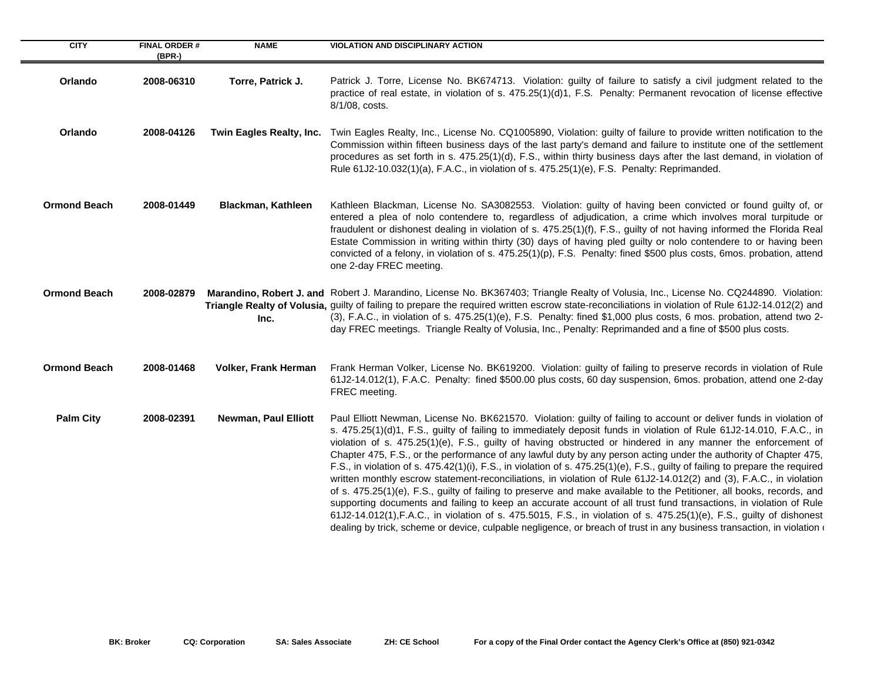| CITY | FINAL ORDER # (BPR-) | NAME | VIOLATION AND DISCIPLINARY ACTION |
|---|---|---|---|
| Orlando | 2008-06310 | Torre, Patrick J. | Patrick J. Torre, License No. BK674713. Violation: guilty of failure to satisfy a civil judgment related to the practice of real estate, in violation of s. 475.25(1)(d)1, F.S. Penalty: Permanent revocation of license effective 8/1/08, costs. |
| Orlando | 2008-04126 | Twin Eagles Realty, Inc. | Twin Eagles Realty, Inc., License No. CQ1005890, Violation: guilty of failure to provide written notification to the Commission within fifteen business days of the last party's demand and failure to institute one of the settlement procedures as set forth in s. 475.25(1)(d), F.S., within thirty business days after the last demand, in violation of Rule 61J2-10.032(1)(a), F.A.C., in violation of s. 475.25(1)(e), F.S. Penalty: Reprimanded. |
| Ormond Beach | 2008-01449 | Blackman, Kathleen | Kathleen Blackman, License No. SA3082553. Violation: guilty of having been convicted or found guilty of, or entered a plea of nolo contendere to, regardless of adjudication, a crime which involves moral turpitude or fraudulent or dishonest dealing in violation of s. 475.25(1)(f), F.S., guilty of not having informed the Florida Real Estate Commission in writing within thirty (30) days of having pled guilty or nolo contendere to or having been convicted of a felony, in violation of s. 475.25(1)(p), F.S. Penalty: fined $500 plus costs, 6mos. probation, attend one 2-day FREC meeting. |
| Ormond Beach | 2008-02879 | Marandino, Robert J. and Triangle Realty of Volusia, Inc. | Robert J. Marandino, License No. BK367403; Triangle Realty of Volusia, Inc., License No. CQ244890. Violation: guilty of failing to prepare the required written escrow state-reconciliations in violation of Rule 61J2-14.012(2) and (3), F.A.C., in violation of s. 475.25(1)(e), F.S. Penalty: fined $1,000 plus costs, 6 mos. probation, attend two 2-day FREC meetings. Triangle Realty of Volusia, Inc., Penalty: Reprimanded and a fine of $500 plus costs. |
| Ormond Beach | 2008-01468 | Volker, Frank Herman | Frank Herman Volker, License No. BK619200. Violation: guilty of failing to preserve records in violation of Rule 61J2-14.012(1), F.A.C. Penalty: fined $500.00 plus costs, 60 day suspension, 6mos. probation, attend one 2-day FREC meeting. |
| Palm City | 2008-02391 | Newman, Paul Elliott | Paul Elliott Newman, License No. BK621570. Violation: guilty of failing to account or deliver funds in violation of s. 475.25(1)(d)1, F.S., guilty of failing to immediately deposit funds in violation of Rule 61J2-14.010, F.A.C., in violation of s. 475.25(1)(e), F.S., guilty of having obstructed or hindered in any manner the enforcement of Chapter 475, F.S., or the performance of any lawful duty by any person acting under the authority of Chapter 475, F.S., in violation of s. 475.42(1)(i), F.S., in violation of s. 475.25(1)(e), F.S., guilty of failing to prepare the required written monthly escrow statement-reconciliations, in violation of Rule 61J2-14.012(2) and (3), F.A.C., in violation of s. 475.25(1)(e), F.S., guilty of failing to preserve and make available to the Petitioner, all books, records, and supporting documents and failing to keep an accurate account of all trust fund transactions, in violation of Rule 61J2-14.012(1),F.A.C., in violation of s. 475.5015, F.S., in violation of s. 475.25(1)(e), F.S., guilty of dishonest dealing by trick, scheme or device, culpable negligence, or breach of trust in any business transaction, in violation o |

BK: Broker CQ: Corporation SA: Sales Associate ZH: CE School For a copy of the Final Order contact the Agency Clerk's Office at (850) 921-0342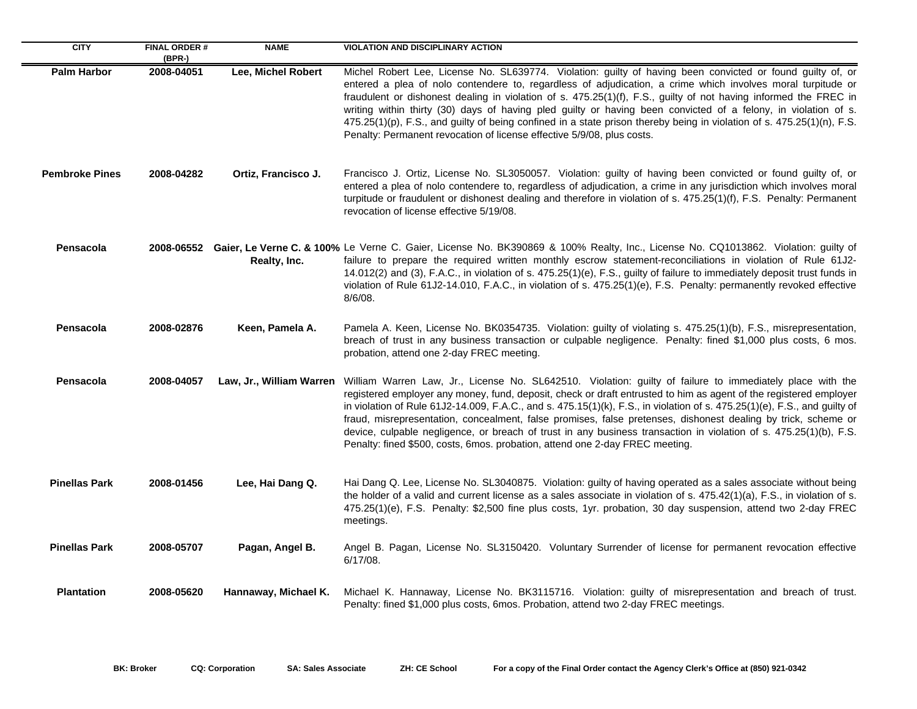| CITY | FINAL ORDER # (BPR-) | NAME | VIOLATION AND DISCIPLINARY ACTION |
|---|---|---|---|
| Palm Harbor | 2008-04051 | Lee, Michel Robert | Michel Robert Lee, License No. SL639774. Violation: guilty of having been convicted or found guilty of, or entered a plea of nolo contendere to, regardless of adjudication, a crime which involves moral turpitude or fraudulent or dishonest dealing in violation of s. 475.25(1)(f), F.S., guilty of not having informed the FREC in writing within thirty (30) days of having pled guilty or having been convicted of a felony, in violation of s. 475.25(1)(p), F.S., and guilty of being confined in a state prison thereby being in violation of s. 475.25(1)(n), F.S. Penalty: Permanent revocation of license effective 5/9/08, plus costs. |
| Pembroke Pines | 2008-04282 | Ortiz, Francisco J. | Francisco J. Ortiz, License No. SL3050057. Violation: guilty of having been convicted or found guilty of, or entered a plea of nolo contendere to, regardless of adjudication, a crime in any jurisdiction which involves moral turpitude or fraudulent or dishonest dealing and therefore in violation of s. 475.25(1)(f), F.S. Penalty: Permanent revocation of license effective 5/19/08. |
| Pensacola | 2008-06552 | Gaier, Le Verne C. & 100% Realty, Inc. | Le Verne C. Gaier, License No. BK390869 & 100% Realty, Inc., License No. CQ1013862. Violation: guilty of failure to prepare the required written monthly escrow statement-reconciliations in violation of Rule 61J2-14.012(2) and (3), F.A.C., in violation of s. 475.25(1)(e), F.S., guilty of failure to immediately deposit trust funds in violation of Rule 61J2-14.010, F.A.C., in violation of s. 475.25(1)(e), F.S. Penalty: permanently revoked effective 8/6/08. |
| Pensacola | 2008-02876 | Keen, Pamela A. | Pamela A. Keen, License No. BK0354735. Violation: guilty of violating s. 475.25(1)(b), F.S., misrepresentation, breach of trust in any business transaction or culpable negligence. Penalty: fined $1,000 plus costs, 6 mos. probation, attend one 2-day FREC meeting. |
| Pensacola | 2008-04057 | Law, Jr., William Warren | William Warren Law, Jr., License No. SL642510. Violation: guilty of failure to immediately place with the registered employer any money, fund, deposit, check or draft entrusted to him as agent of the registered employer in violation of Rule 61J2-14.009, F.A.C., and s. 475.15(1)(k), F.S., in violation of s. 475.25(1)(e), F.S., and guilty of fraud, misrepresentation, concealment, false promises, false pretenses, dishonest dealing by trick, scheme or device, culpable negligence, or breach of trust in any business transaction in violation of s. 475.25(1)(b), F.S. Penalty: fined $500, costs, 6mos. probation, attend one 2-day FREC meeting. |
| Pinellas Park | 2008-01456 | Lee, Hai Dang Q. | Hai Dang Q. Lee, License No. SL3040875. Violation: guilty of having operated as a sales associate without being the holder of a valid and current license as a sales associate in violation of s. 475.42(1)(a), F.S., in violation of s. 475.25(1)(e), F.S. Penalty: $2,500 fine plus costs, 1yr. probation, 30 day suspension, attend two 2-day FREC meetings. |
| Pinellas Park | 2008-05707 | Pagan, Angel B. | Angel B. Pagan, License No. SL3150420. Voluntary Surrender of license for permanent revocation effective 6/17/08. |
| Plantation | 2008-05620 | Hannaway, Michael K. | Michael K. Hannaway, License No. BK3115716. Violation: guilty of misrepresentation and breach of trust. Penalty: fined $1,000 plus costs, 6mos. Probation, attend two 2-day FREC meetings. |

**BK: Broker** **CQ: Corporation** **SA: Sales Associate** **ZH: CE School** **For a copy of the Final Order contact the Agency Clerk's Office at (850) 921-0342**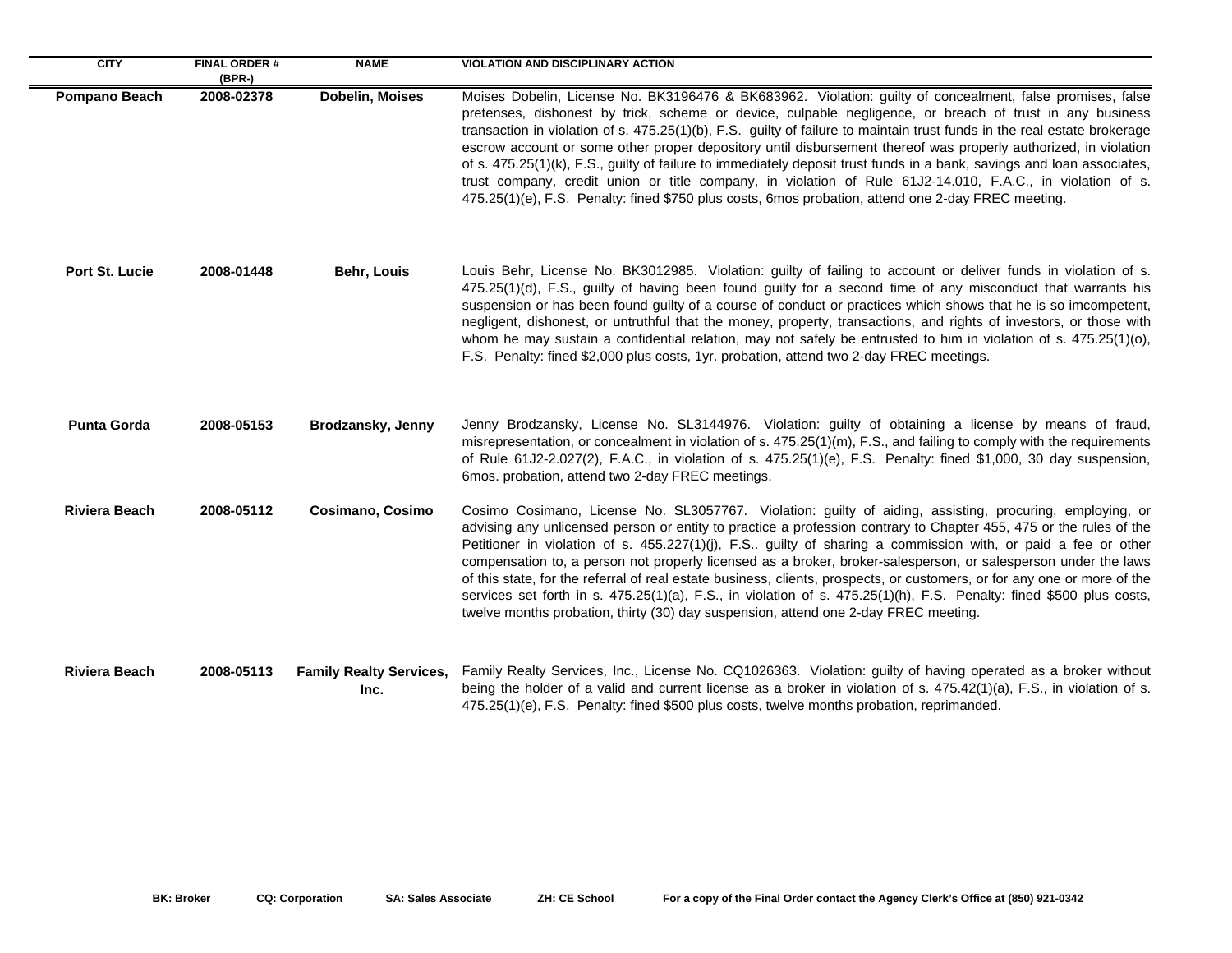| CITY | FINAL ORDER # (BPR-) | NAME | VIOLATION AND DISCIPLINARY ACTION |
|---|---|---|---|
| Pompano Beach | 2008-02378 | Dobelin, Moises | Moises Dobelin, License No. BK3196476 & BK683962. Violation: guilty of concealment, false promises, false pretenses, dishonest by trick, scheme or device, culpable negligence, or breach of trust in any business transaction in violation of s. 475.25(1)(b), F.S. guilty of failure to maintain trust funds in the real estate brokerage escrow account or some other proper depository until disbursement thereof was properly authorized, in violation of s. 475.25(1)(k), F.S., guilty of failure to immediately deposit trust funds in a bank, savings and loan associates, trust company, credit union or title company, in violation of Rule 61J2-14.010, F.A.C., in violation of s. 475.25(1)(e), F.S. Penalty: fined $750 plus costs, 6mos probation, attend one 2-day FREC meeting. |
| Port St. Lucie | 2008-01448 | Behr, Louis | Louis Behr, License No. BK3012985. Violation: guilty of failing to account or deliver funds in violation of s. 475.25(1)(d), F.S., guilty of having been found guilty for a second time of any misconduct that warrants his suspension or has been found guilty of a course of conduct or practices which shows that he is so imcompetent, negligent, dishonest, or untruthful that the money, property, transactions, and rights of investors, or those with whom he may sustain a confidential relation, may not safely be entrusted to him in violation of s. 475.25(1)(o), F.S. Penalty: fined $2,000 plus costs, 1yr. probation, attend two 2-day FREC meetings. |
| Punta Gorda | 2008-05153 | Brodzansky, Jenny | Jenny Brodzansky, License No. SL3144976. Violation: guilty of obtaining a license by means of fraud, misrepresentation, or concealment in violation of s. 475.25(1)(m), F.S., and failing to comply with the requirements of Rule 61J2-2.027(2), F.A.C., in violation of s. 475.25(1)(e), F.S. Penalty: fined $1,000, 30 day suspension, 6mos. probation, attend two 2-day FREC meetings. |
| Riviera Beach | 2008-05112 | Cosimano, Cosimo | Cosimo Cosimano, License No. SL3057767. Violation: guilty of aiding, assisting, procuring, employing, or advising any unlicensed person or entity to practice a profession contrary to Chapter 455, 475 or the rules of the Petitioner in violation of s. 455.227(1)(j), F.S.. guilty of sharing a commission with, or paid a fee or other compensation to, a person not properly licensed as a broker, broker-salesperson, or salesperson under the laws of this state, for the referral of real estate business, clients, prospects, or customers, or for any one or more of the services set forth in s. 475.25(1)(a), F.S., in violation of s. 475.25(1)(h), F.S. Penalty: fined $500 plus costs, twelve months probation, thirty (30) day suspension, attend one 2-day FREC meeting. |
| Riviera Beach | 2008-05113 | Family Realty Services, Inc. | Family Realty Services, Inc., License No. CQ1026363. Violation: guilty of having operated as a broker without being the holder of a valid and current license as a broker in violation of s. 475.42(1)(a), F.S., in violation of s. 475.25(1)(e), F.S. Penalty: fined $500 plus costs, twelve months probation, reprimanded. |

**BK: Broker** **CQ: Corporation** **SA: Sales Associate** **ZH: CE School** **For a copy of the Final Order contact the Agency Clerk's Office at (850) 921-0342**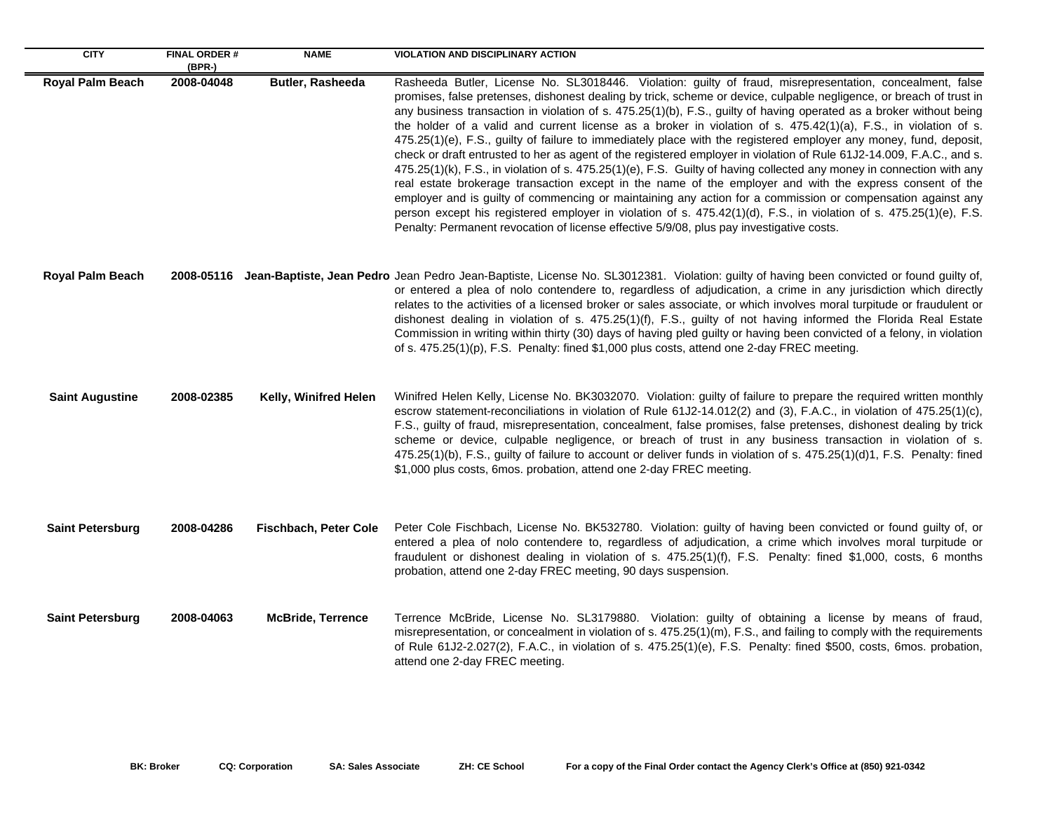| CITY | FINAL ORDER # (BPR-) | NAME | VIOLATION AND DISCIPLINARY ACTION |
|---|---|---|---|
| **Royal Palm Beach** | **2008-04048** | **Butler, Rasheeda** | Rasheeda Butler, License No. SL3018446. Violation: guilty of fraud, misrepresentation, concealment, false promises, false pretenses, dishonest dealing by trick, scheme or device, culpable negligence, or breach of trust in any business transaction in violation of s. 475.25(1)(b), F.S., guilty of having operated as a broker without being the holder of a valid and current license as a broker in violation of s. 475.42(1)(a), F.S., in violation of s. 475.25(1)(e), F.S., guilty of failure to immediately place with the registered employer any money, fund, deposit, check or draft entrusted to her as agent of the registered employer in violation of Rule 61J2-14.009, F.A.C., and s. 475.25(1)(k), F.S., in violation of s. 475.25(1)(e), F.S. Guilty of having collected any money in connection with any real estate brokerage transaction except in the name of the employer and with the express consent of the employer and is guilty of commencing or maintaining any action for a commission or compensation against any person except his registered employer in violation of s. 475.42(1)(d), F.S., in violation of s. 475.25(1)(e), F.S. Penalty: Permanent revocation of license effective 5/9/08, plus pay investigative costs. |
| **Royal Palm Beach** | **2008-05116** | **Jean-Baptiste, Jean Pedro** | Jean Pedro Jean-Baptiste, License No. SL3012381. Violation: guilty of having been convicted or found guilty of, or entered a plea of nolo contendere to, regardless of adjudication, a crime in any jurisdiction which directly relates to the activities of a licensed broker or sales associate, or which involves moral turpitude or fraudulent or dishonest dealing in violation of s. 475.25(1)(f), F.S., guilty of not having informed the Florida Real Estate Commission in writing within thirty (30) days of having pled guilty or having been convicted of a felony, in violation of s. 475.25(1)(p), F.S. Penalty: fined $1,000 plus costs, attend one 2-day FREC meeting. |
| **Saint Augustine** | **2008-02385** | **Kelly, Winifred Helen** | Winifred Helen Kelly, License No. BK3032070. Violation: guilty of failure to prepare the required written monthly escrow statement-reconciliations in violation of Rule 61J2-14.012(2) and (3), F.A.C., in violation of 475.25(1)(c), F.S., guilty of fraud, misrepresentation, concealment, false promises, false pretenses, dishonest dealing by trick scheme or device, culpable negligence, or breach of trust in any business transaction in violation of s. 475.25(1)(b), F.S., guilty of failure to account or deliver funds in violation of s. 475.25(1)(d)1, F.S. Penalty: fined $1,000 plus costs, 6mos. probation, attend one 2-day FREC meeting. |
| **Saint Petersburg** | **2008-04286** | **Fischbach, Peter Cole** | Peter Cole Fischbach, License No. BK532780. Violation: guilty of having been convicted or found guilty of, or entered a plea of nolo contendere to, regardless of adjudication, a crime which involves moral turpitude or fraudulent or dishonest dealing in violation of s. 475.25(1)(f), F.S. Penalty: fined $1,000, costs, 6 months probation, attend one 2-day FREC meeting, 90 days suspension. |
| **Saint Petersburg** | **2008-04063** | **McBride, Terrence** | Terrence McBride, License No. SL3179880. Violation: guilty of obtaining a license by means of fraud, misrepresentation, or concealment in violation of s. 475.25(1)(m), F.S., and failing to comply with the requirements of Rule 61J2-2.027(2), F.A.C., in violation of s. 475.25(1)(e), F.S. Penalty: fined $500, costs, 6mos. probation, attend one 2-day FREC meeting. |

**BK: Broker** **CQ: Corporation** **SA: Sales Associate** **ZH: CE School** **For a copy of the Final Order contact the Agency Clerk's Office at (850) 921-0342**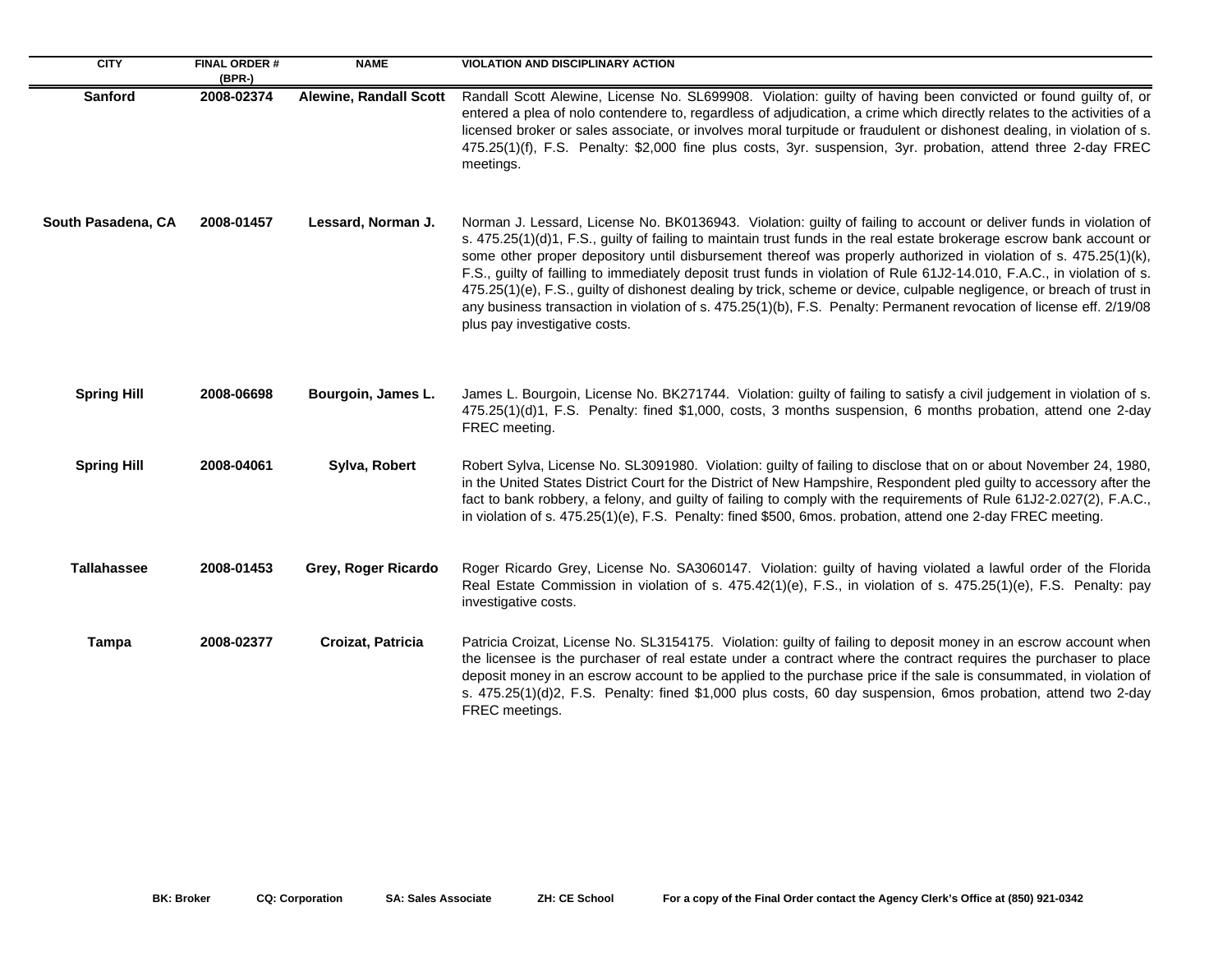| CITY | FINAL ORDER # (BPR-) | NAME | VIOLATION AND DISCIPLINARY ACTION |
| --- | --- | --- | --- |
| **Sanford** | **2008-02374** | **Alewine, Randall Scott** | Randall Scott Alewine, License No. SL699908. Violation: guilty of having been convicted or found guilty of, or entered a plea of nolo contendere to, regardless of adjudication, a crime which directly relates to the activities of a licensed broker or sales associate, or involves moral turpitude or fraudulent or dishonest dealing, in violation of s. 475.25(1)(f), F.S. Penalty: $2,000 fine plus costs, 3yr. suspension, 3yr. probation, attend three 2-day FREC meetings. |
| **South Pasadena, CA** | **2008-01457** | **Lessard, Norman J.** | Norman J. Lessard, License No. BK0136943. Violation: guilty of failing to account or deliver funds in violation of s. 475.25(1)(d)1, F.S., guilty of failing to maintain trust funds in the real estate brokerage escrow bank account or some other proper depository until disbursement thereof was properly authorized in violation of s. 475.25(1)(k), F.S., guilty of failling to immediately deposit trust funds in violation of Rule 61J2-14.010, F.A.C., in violation of s. 475.25(1)(e), F.S., guilty of dishonest dealing by trick, scheme or device, culpable negligence, or breach of trust in any business transaction in violation of s. 475.25(1)(b), F.S. Penalty: Permanent revocation of license eff. 2/19/08 plus pay investigative costs. |
| **Spring Hill** | **2008-06698** | **Bourgoin, James L.** | James L. Bourgoin, License No. BK271744. Violation: guilty of failing to satisfy a civil judgement in violation of s. 475.25(1)(d)1, F.S. Penalty: fined $1,000, costs, 3 months suspension, 6 months probation, attend one 2-day FREC meeting. |
| **Spring Hill** | **2008-04061** | **Sylva, Robert** | Robert Sylva, License No. SL3091980. Violation: guilty of failing to disclose that on or about November 24, 1980, in the United States District Court for the District of New Hampshire, Respondent pled guilty to accessory after the fact to bank robbery, a felony, and guilty of failing to comply with the requirements of Rule 61J2-2.027(2), F.A.C., in violation of s. 475.25(1)(e), F.S. Penalty: fined $500, 6mos. probation, attend one 2-day FREC meeting. |
| **Tallahassee** | **2008-01453** | **Grey, Roger Ricardo** | Roger Ricardo Grey, License No. SA3060147. Violation: guilty of having violated a lawful order of the Florida Real Estate Commission in violation of s. 475.42(1)(e), F.S., in violation of s. 475.25(1)(e), F.S. Penalty: pay investigative costs. |
| **Tampa** | **2008-02377** | **Croizat, Patricia** | Patricia Croizat, License No. SL3154175. Violation: guilty of failing to deposit money in an escrow account when the licensee is the purchaser of real estate under a contract where the contract requires the purchaser to place deposit money in an escrow account to be applied to the purchase price if the sale is consummated, in violation of s. 475.25(1)(d)2, F.S. Penalty: fined $1,000 plus costs, 60 day suspension, 6mos probation, attend two 2-day FREC meetings. |

**BK: Broker** **CQ: Corporation** **SA: Sales Associate** **ZH: CE School** **For a copy of the Final Order contact the Agency Clerk's Office at (850) 921-0342**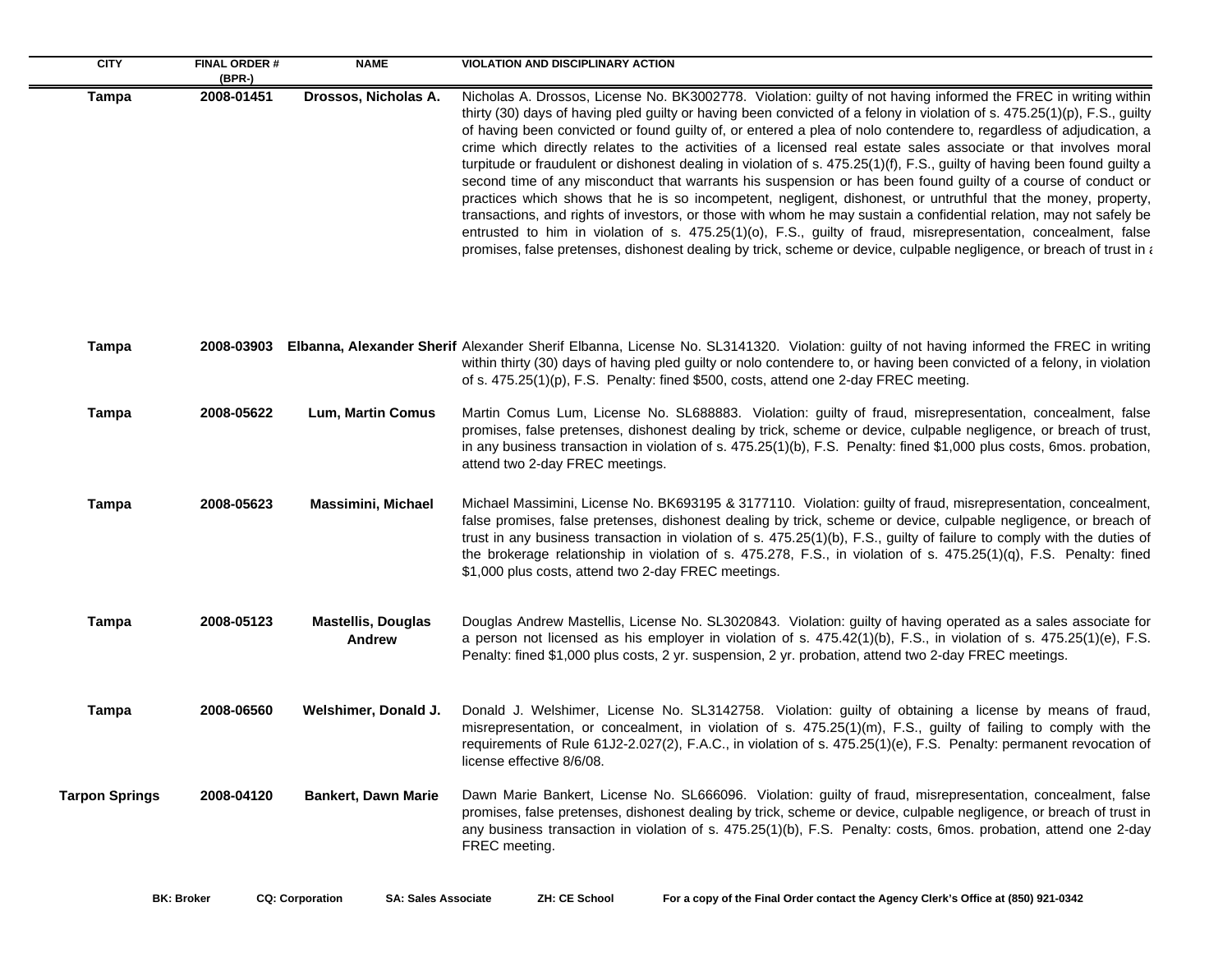| CITY | FINAL ORDER # (BPR-) | NAME | VIOLATION AND DISCIPLINARY ACTION |
| --- | --- | --- | --- |
| Tampa | 2008-01451 | Drossos, Nicholas A. | Nicholas A. Drossos, License No. BK3002778. Violation: guilty of not having informed the FREC in writing within thirty (30) days of having pled guilty or having been convicted of a felony in violation of s. 475.25(1)(p), F.S., guilty of having been convicted or found guilty of, or entered a plea of nolo contendere to, regardless of adjudication, a crime which directly relates to the activities of a licensed real estate sales associate or that involves moral turpitude or fraudulent or dishonest dealing in violation of s. 475.25(1)(f), F.S., guilty of having been found guilty a second time of any misconduct that warrants his suspension or has been found guilty of a course of conduct or practices which shows that he is so incompetent, negligent, dishonest, or untruthful that the money, property, transactions, and rights of investors, or those with whom he may sustain a confidential relation, may not safely be entrusted to him in violation of s. 475.25(1)(o), F.S., guilty of fraud, misrepresentation, concealment, false promises, false pretenses, dishonest dealing by trick, scheme or device, culpable negligence, or breach of trust in a |
| Tampa | 2008-03903 | Elbanna, Alexander Sherif | Alexander Sherif Elbanna, License No. SL3141320. Violation: guilty of not having informed the FREC in writing within thirty (30) days of having pled guilty or nolo contendere to, or having been convicted of a felony, in violation of s. 475.25(1)(p), F.S. Penalty: fined $500, costs, attend one 2-day FREC meeting. |
| Tampa | 2008-05622 | Lum, Martin Comus | Martin Comus Lum, License No. SL688883. Violation: guilty of fraud, misrepresentation, concealment, false promises, false pretenses, dishonest dealing by trick, scheme or device, culpable negligence, or breach of trust, in any business transaction in violation of s. 475.25(1)(b), F.S. Penalty: fined $1,000 plus costs, 6mos. probation, attend two 2-day FREC meetings. |
| Tampa | 2008-05623 | Massimini, Michael | Michael Massimini, License No. BK693195 & 3177110. Violation: guilty of fraud, misrepresentation, concealment, false promises, false pretenses, dishonest dealing by trick, scheme or device, culpable negligence, or breach of trust in any business transaction in violation of s. 475.25(1)(b), F.S., guilty of failure to comply with the duties of the brokerage relationship in violation of s. 475.278, F.S., in violation of s. 475.25(1)(q), F.S. Penalty: fined $1,000 plus costs, attend two 2-day FREC meetings. |
| Tampa | 2008-05123 | Mastellis, Douglas Andrew | Douglas Andrew Mastellis, License No. SL3020843. Violation: guilty of having operated as a sales associate for a person not licensed as his employer in violation of s. 475.42(1)(b), F.S., in violation of s. 475.25(1)(e), F.S. Penalty: fined $1,000 plus costs, 2 yr. suspension, 2 yr. probation, attend two 2-day FREC meetings. |
| Tampa | 2008-06560 | Welshimer, Donald J. | Donald J. Welshimer, License No. SL3142758. Violation: guilty of obtaining a license by means of fraud, misrepresentation, or concealment, in violation of s. 475.25(1)(m), F.S., guilty of failing to comply with the requirements of Rule 61J2-2.027(2), F.A.C., in violation of s. 475.25(1)(e), F.S. Penalty: permanent revocation of license effective 8/6/08. |
| Tarpon Springs | 2008-04120 | Bankert, Dawn Marie | Dawn Marie Bankert, License No. SL666096. Violation: guilty of fraud, misrepresentation, concealment, false promises, false pretenses, dishonest dealing by trick, scheme or device, culpable negligence, or breach of trust in any business transaction in violation of s. 475.25(1)(b), F.S. Penalty: costs, 6mos. probation, attend one 2-day FREC meeting. |

**BK: Broker** **CQ: Corporation** **SA: Sales Associate** **ZH: CE School** **For a copy of the Final Order contact the Agency Clerk's Office at (850) 921-0342**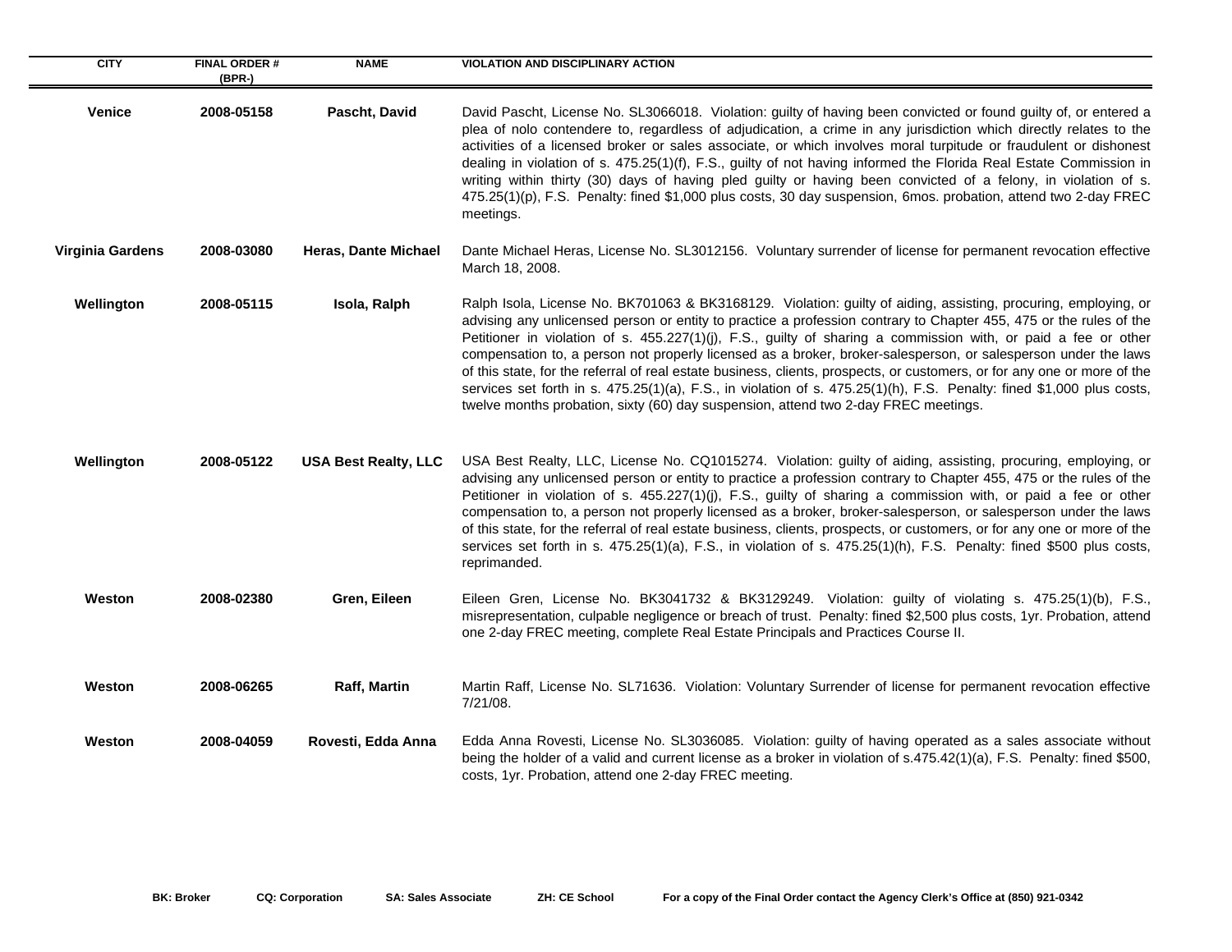| CITY | FINAL ORDER # (BPR-) | NAME | VIOLATION AND DISCIPLINARY ACTION |
|---|---|---|---|
| **Venice** | **2008-05158** | **Pascht, David** | David Pascht, License No. SL3066018. Violation: guilty of having been convicted or found guilty of, or entered a plea of nolo contendere to, regardless of adjudication, a crime in any jurisdiction which directly relates to the activities of a licensed broker or sales associate, or which involves moral turpitude or fraudulent or dishonest dealing in violation of s. 475.25(1)(f), F.S., guilty of not having informed the Florida Real Estate Commission in writing within thirty (30) days of having pled guilty or having been convicted of a felony, in violation of s. 475.25(1)(p), F.S. Penalty: fined $1,000 plus costs, 30 day suspension, 6mos. probation, attend two 2-day FREC meetings. |
| **Virginia Gardens** | **2008-03080** | **Heras, Dante Michael** | Dante Michael Heras, License No. SL3012156. Voluntary surrender of license for permanent revocation effective March 18, 2008. |
| **Wellington** | **2008-05115** | **Isola, Ralph** | Ralph Isola, License No. BK701063 & BK3168129. Violation: guilty of aiding, assisting, procuring, employing, or advising any unlicensed person or entity to practice a profession contrary to Chapter 455, 475 or the rules of the Petitioner in violation of s. 455.227(1)(j), F.S., guilty of sharing a commission with, or paid a fee or other compensation to, a person not properly licensed as a broker, broker-salesperson, or salesperson under the laws of this state, for the referral of real estate business, clients, prospects, or customers, or for any one or more of the services set forth in s. 475.25(1)(a), F.S., in violation of s. 475.25(1)(h), F.S. Penalty: fined $1,000 plus costs, twelve months probation, sixty (60) day suspension, attend two 2-day FREC meetings. |
| **Wellington** | **2008-05122** | **USA Best Realty, LLC** | USA Best Realty, LLC, License No. CQ1015274. Violation: guilty of aiding, assisting, procuring, employing, or advising any unlicensed person or entity to practice a profession contrary to Chapter 455, 475 or the rules of the Petitioner in violation of s. 455.227(1)(j), F.S., guilty of sharing a commission with, or paid a fee or other compensation to, a person not properly licensed as a broker, broker-salesperson, or salesperson under the laws of this state, for the referral of real estate business, clients, prospects, or customers, or for any one or more of the services set forth in s. 475.25(1)(a), F.S., in violation of s. 475.25(1)(h), F.S. Penalty: fined $500 plus costs, reprimanded. |
| **Weston** | **2008-02380** | **Gren, Eileen** | Eileen Gren, License No. BK3041732 & BK3129249. Violation: guilty of violating s. 475.25(1)(b), F.S., misrepresentation, culpable negligence or breach of trust. Penalty: fined $2,500 plus costs, 1yr. Probation, attend one 2-day FREC meeting, complete Real Estate Principals and Practices Course II. |
| **Weston** | **2008-06265** | **Raff, Martin** | Martin Raff, License No. SL71636. Violation: Voluntary Surrender of license for permanent revocation effective 7/21/08. |
| **Weston** | **2008-04059** | **Rovesti, Edda Anna** | Edda Anna Rovesti, License No. SL3036085. Violation: guilty of having operated as a sales associate without being the holder of a valid and current license as a broker in violation of s.475.42(1)(a), F.S. Penalty: fined $500, costs, 1yr. Probation, attend one 2-day FREC meeting. |

**BK: Broker** **CQ: Corporation** **SA: Sales Associate** **ZH: CE School** **For a copy of the Final Order contact the Agency Clerk's Office at (850) 921-0342**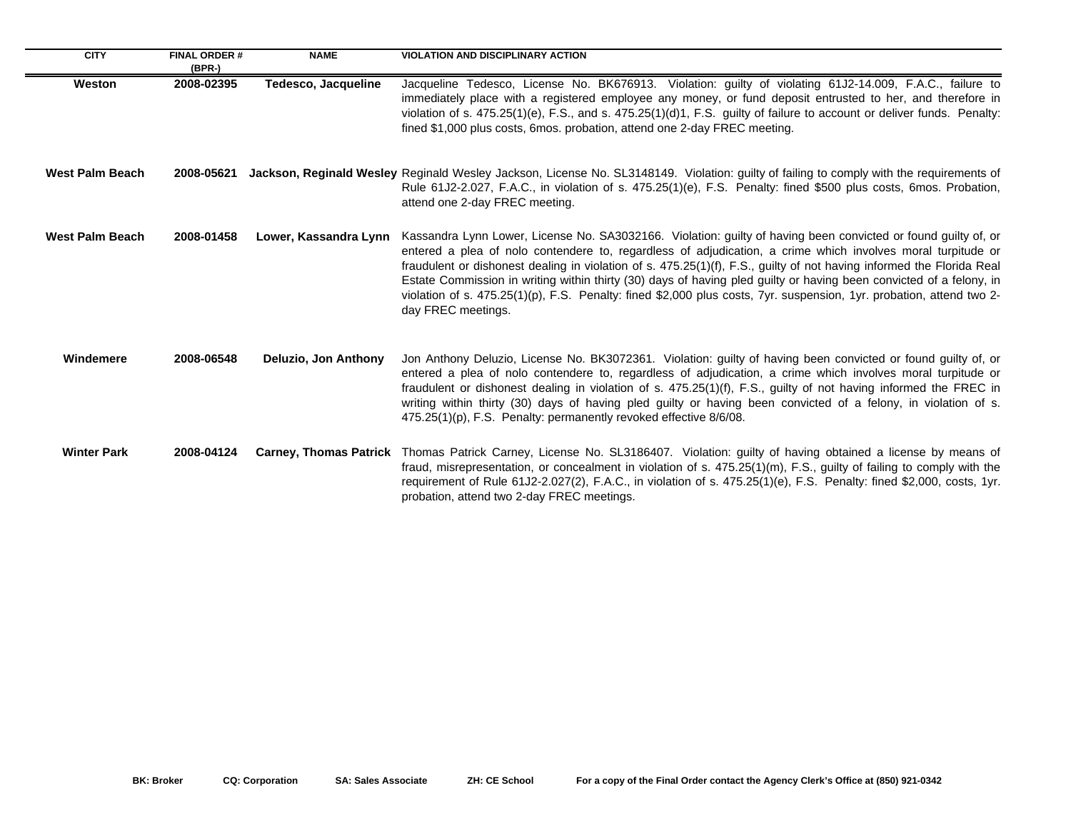| CITY | FINAL ORDER # (BPR-) | NAME | VIOLATION AND DISCIPLINARY ACTION |
|---|---|---|---|
| **Weston** | **2008-02395** | **Tedesco, Jacqueline** | Jacqueline Tedesco, License No. BK676913. Violation: guilty of violating 61J2-14.009, F.A.C., failure to immediately place with a registered employee any money, or fund deposit entrusted to her, and therefore in violation of s. 475.25(1)(e), F.S., and s. 475.25(1)(d)1, F.S. guilty of failure to account or deliver funds. Penalty: fined $1,000 plus costs, 6mos. probation, attend one 2-day FREC meeting. |
| **West Palm Beach** | **2008-05621** | **Jackson, Reginald Wesley** | Reginald Wesley Jackson, License No. SL3148149. Violation: guilty of failing to comply with the requirements of Rule 61J2-2.027, F.A.C., in violation of s. 475.25(1)(e), F.S. Penalty: fined $500 plus costs, 6mos. Probation, attend one 2-day FREC meeting. |
| **West Palm Beach** | **2008-01458** | **Lower, Kassandra Lynn** | Kassandra Lynn Lower, License No. SA3032166. Violation: guilty of having been convicted or found guilty of, or entered a plea of nolo contendere to, regardless of adjudication, a crime which involves moral turpitude or fraudulent or dishonest dealing in violation of s. 475.25(1)(f), F.S., guilty of not having informed the Florida Real Estate Commission in writing within thirty (30) days of having pled guilty or having been convicted of a felony, in violation of s. 475.25(1)(p), F.S. Penalty: fined $2,000 plus costs, 7yr. suspension, 1yr. probation, attend two 2-day FREC meetings. |
| **Windemere** | **2008-06548** | **Deluzio, Jon Anthony** | Jon Anthony Deluzio, License No. BK3072361. Violation: guilty of having been convicted or found guilty of, or entered a plea of nolo contendere to, regardless of adjudication, a crime which involves moral turpitude or fraudulent or dishonest dealing in violation of s. 475.25(1)(f), F.S., guilty of not having informed the FREC in writing within thirty (30) days of having pled guilty or having been convicted of a felony, in violation of s. 475.25(1)(p), F.S. Penalty: permanently revoked effective 8/6/08. |
| **Winter Park** | **2008-04124** | **Carney, Thomas Patrick** | Thomas Patrick Carney, License No. SL3186407. Violation: guilty of having obtained a license by means of fraud, misrepresentation, or concealment in violation of s. 475.25(1)(m), F.S., guilty of failing to comply with the requirement of Rule 61J2-2.027(2), F.A.C., in violation of s. 475.25(1)(e), F.S. Penalty: fined $2,000, costs, 1yr. probation, attend two 2-day FREC meetings. |

**BK: Broker** **CQ: Corporation** **SA: Sales Associate** **ZH: CE School** **For a copy of the Final Order contact the Agency Clerk's Office at (850) 921-0342**